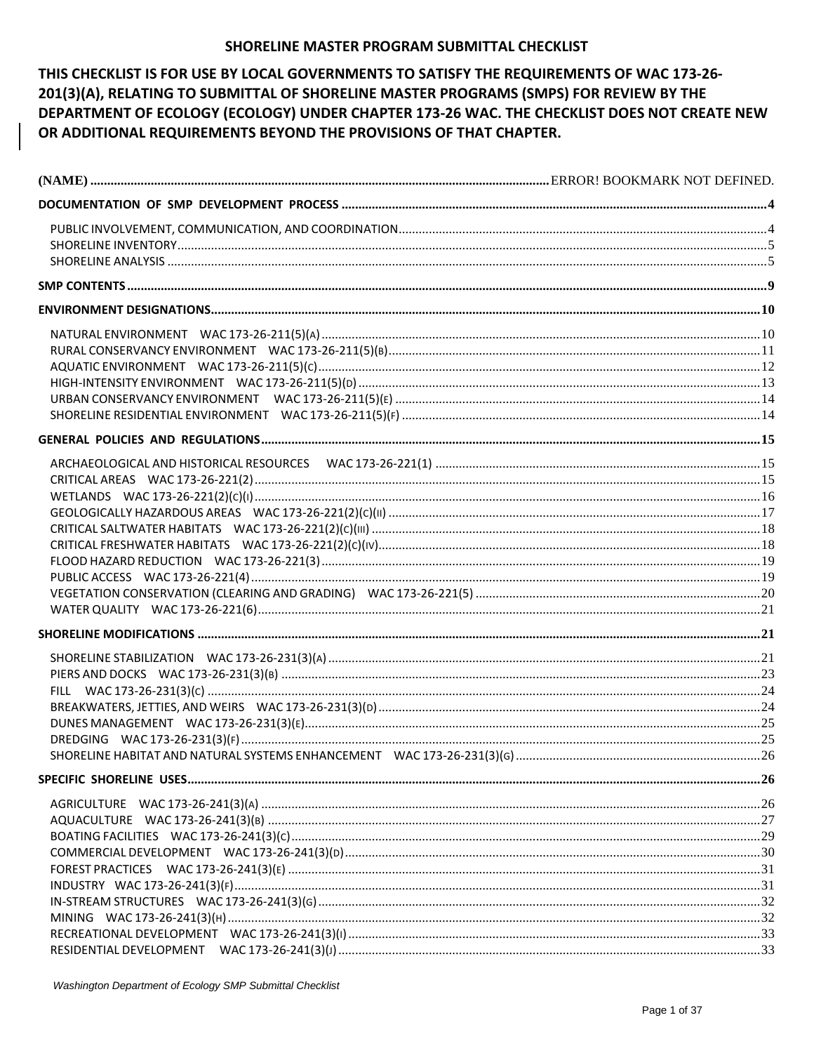# SHORELINE MASTER PROGRAM SUBMITTAL CHECKLIST

**THIS CHECKLIST IS FOR USE BY LOCAL GOVERNMENTS TO SATISFY THE REQUIREMENTS OF WAC 173-26-201(3)(A), RELATING TO SUBMITTAL OF SHORELINE MASTER PROGRAMS (SMPS) FOR REVIEW BY THE DEPARTMENT OF ECOLOGY (ECOLOGY) UNDER CHAPTER 173-26 WAC. THE CHECKLIST DOES NOT CREATE NEW OR ADDITIONAL REQUIREMENTS BEYOND THE PROVISIONS OF THAT CHAPTER.**

**(NAME)** ........ ERROR! BOOKMARK NOT DEFINED.

**DOCUMENTATION OF SMP DEVELOPMENT PROCESS** ........ 4

- PUBLIC INVOLVEMENT, COMMUNICATION, AND COORDINATION ........ 4
- SHORELINE INVENTORY ........ 5
- SHORELINE ANALYSIS ........ 5

**SMP CONTENTS** ........ 9

**ENVIRONMENT DESIGNATIONS** ........ 10

- NATURAL ENVIRONMENT WAC 173-26-211(5)(A) ........ 10
- RURAL CONSERVANCY ENVIRONMENT WAC 173-26-211(5)(B) ........ 11
- AQUATIC ENVIRONMENT WAC 173-26-211(5)(C) ........ 12
- HIGH-INTENSITY ENVIRONMENT WAC 173-26-211(5)(D) ........ 13
- URBAN CONSERVANCY ENVIRONMENT WAC 173-26-211(5)(E) ........ 14
- SHORELINE RESIDENTIAL ENVIRONMENT WAC 173-26-211(5)(F) ........ 14

**GENERAL POLICIES AND REGULATIONS** ........ 15

- ARCHAEOLOGICAL AND HISTORICAL RESOURCES WAC 173-26-221(1) ........ 15
- CRITICAL AREAS WAC 173-26-221(2) ........ 15
- WETLANDS WAC 173-26-221(2)(C)(I) ........ 16
- GEOLOGICALLY HAZARDOUS AREAS WAC 173-26-221(2)(C)(II) ........ 17
- CRITICAL SALTWATER HABITATS WAC 173-26-221(2)(C)(III) ........ 18
- CRITICAL FRESHWATER HABITATS WAC 173-26-221(2)(C)(IV) ........ 18
- FLOOD HAZARD REDUCTION WAC 173-26-221(3) ........ 19
- PUBLIC ACCESS WAC 173-26-221(4) ........ 19
- VEGETATION CONSERVATION (CLEARING AND GRADING) WAC 173-26-221(5) ........ 20
- WATER QUALITY WAC 173-26-221(6) ........ 21

**SHORELINE MODIFICATIONS** ........ 21

- SHORELINE STABILIZATION WAC 173-26-231(3)(A) ........ 21
- PIERS AND DOCKS WAC 173-26-231(3)(B) ........ 23
- FILL WAC 173-26-231(3)(C) ........ 24
- BREAKWATERS, JETTIES, AND WEIRS WAC 173-26-231(3)(D) ........ 24
- DUNES MANAGEMENT WAC 173-26-231(3)(E) ........ 25
- DREDGING WAC 173-26-231(3)(F) ........ 25
- SHORELINE HABITAT AND NATURAL SYSTEMS ENHANCEMENT WAC 173-26-231(3)(G) ........ 26

**SPECIFIC SHORELINE USES** ........ 26

- AGRICULTURE WAC 173-26-241(3)(A) ........ 26
- AQUACULTURE WAC 173-26-241(3)(B) ........ 27
- BOATING FACILITIES WAC 173-26-241(3)(C) ........ 29
- COMMERCIAL DEVELOPMENT WAC 173-26-241(3)(D) ........ 30
- FOREST PRACTICES WAC 173-26-241(3)(E) ........ 31
- INDUSTRY WAC 173-26-241(3)(F) ........ 31
- IN-STREAM STRUCTURES WAC 173-26-241(3)(G) ........ 32
- MINING WAC 173-26-241(3)(H) ........ 32
- RECREATIONAL DEVELOPMENT WAC 173-26-241(3)(I) ........ 33
- RESIDENTIAL DEVELOPMENT WAC 173-26-241(3)(J) ........ 33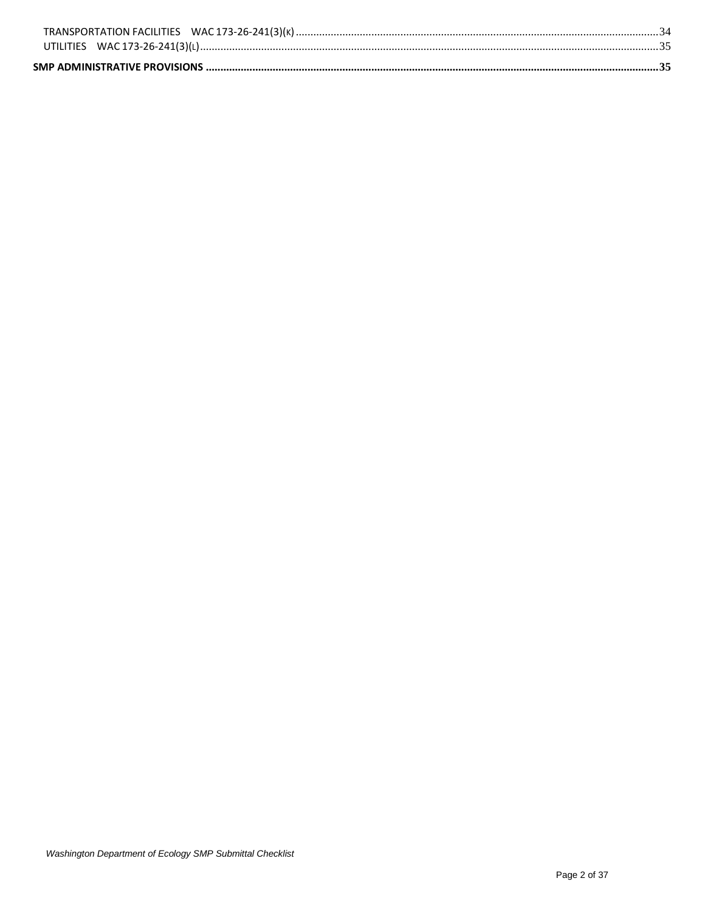TRANSPORTATION FACILITIES WAC 173-26-241(3)(K) ....................................................................................................................34
UTILITIES WAC 173-26-241(3)(L) .....................................................................................................................................................35

**SMP ADMINISTRATIVE PROVISIONS ...........................................................................................................................................35**

*Washington Department of Ecology SMP Submittal Checklist*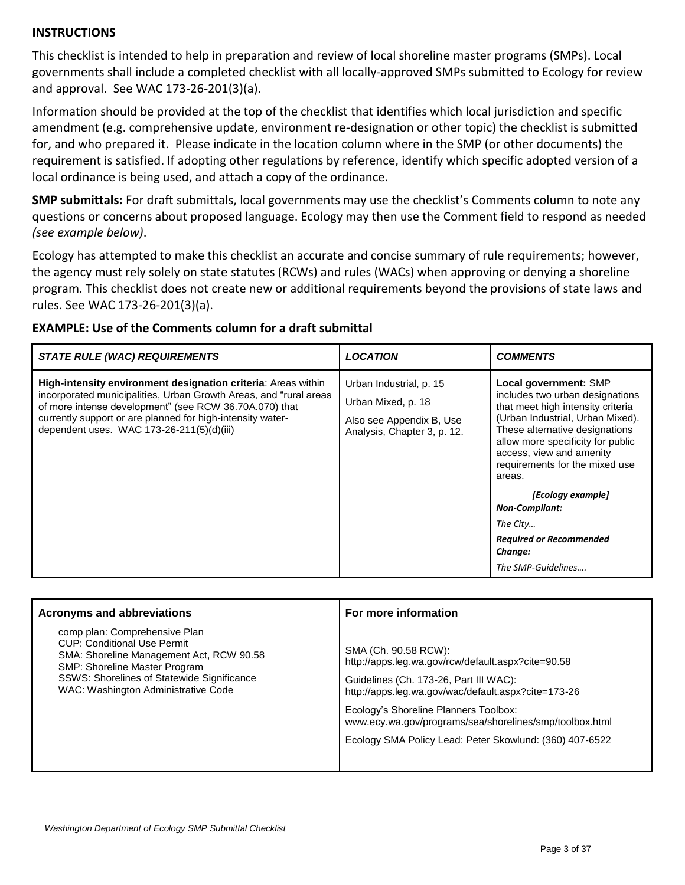## INSTRUCTIONS

This checklist is intended to help in preparation and review of local shoreline master programs (SMPs). Local governments shall include a completed checklist with all locally-approved SMPs submitted to Ecology for review and approval. See WAC 173-26-201(3)(a).

Information should be provided at the top of the checklist that identifies which local jurisdiction and specific amendment (e.g. comprehensive update, environment re-designation or other topic) the checklist is submitted for, and who prepared it. Please indicate in the location column where in the SMP (or other documents) the requirement is satisfied. If adopting other regulations by reference, identify which specific adopted version of a local ordinance is being used, and attach a copy of the ordinance.

**SMP submittals:** For draft submittals, local governments may use the checklist's Comments column to note any questions or concerns about proposed language. Ecology may then use the Comment field to respond as needed *(see example below)*.

Ecology has attempted to make this checklist an accurate and concise summary of rule requirements; however, the agency must rely solely on state statutes (RCWs) and rules (WACs) when approving or denying a shoreline program. This checklist does not create new or additional requirements beyond the provisions of state laws and rules. See WAC 173-26-201(3)(a).

### EXAMPLE: Use of the Comments column for a draft submittal

| *STATE RULE (WAC) REQUIREMENTS* | *LOCATION* | *COMMENTS* |
|---|---|---|
| **High-intensity environment designation criteria**: Areas within incorporated municipalities, Urban Growth Areas, and "rural areas of more intense development" (see RCW 36.70A.070) that currently support or are planned for high-intensity water-dependent uses. WAC 173-26-211(5)(d)(iii) | Urban Industrial, p. 15<br>Urban Mixed, p. 18<br>Also see Appendix B, Use Analysis, Chapter 3, p. 12. | **Local government:** SMP includes two urban designations that meet high intensity criteria (Urban Industrial, Urban Mixed). These alternative designations allow more specificity for public access, view and amenity requirements for the mixed use areas.<br>***[Ecology example]***<br>***Non-Compliant:***<br>*The City…*<br>***Required or Recommended Change:***<br>*The SMP-Guidelines….* |

| **Acronyms and abbreviations** | **For more information** |
|---|---|
| comp plan: Comprehensive Plan<br>CUP: Conditional Use Permit<br>SMA: Shoreline Management Act, RCW 90.58<br>SMP: Shoreline Master Program<br>SSWS: Shorelines of Statewide Significance<br>WAC: Washington Administrative Code | SMA (Ch. 90.58 RCW):<br>http://apps.leg.wa.gov/rcw/default.aspx?cite=90.58<br>Guidelines (Ch. 173-26, Part III WAC):<br>http://apps.leg.wa.gov/wac/default.aspx?cite=173-26<br>Ecology's Shoreline Planners Toolbox:<br>www.ecy.wa.gov/programs/sea/shorelines/smp/toolbox.html<br>Ecology SMA Policy Lead: Peter Skowlund: (360) 407-6522 |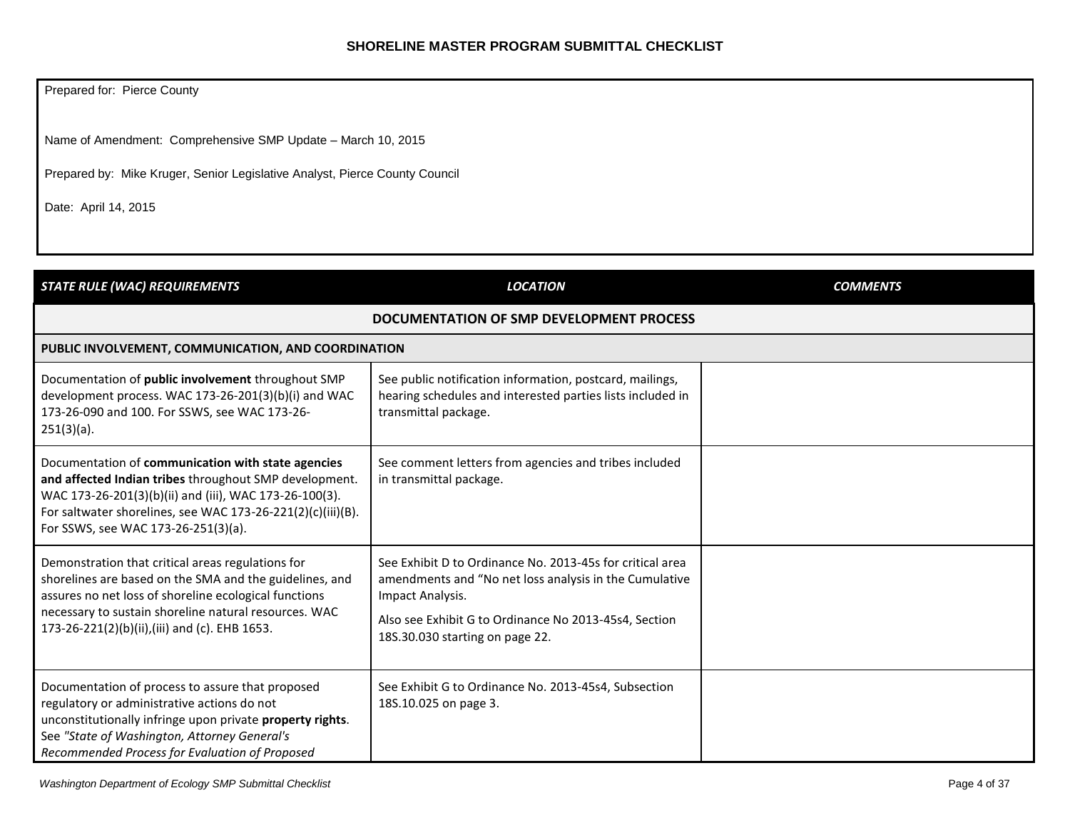**SHORELINE MASTER PROGRAM SUBMITTAL CHECKLIST**

Prepared for: Pierce County

Name of Amendment: Comprehensive SMP Update – March 10, 2015

Prepared by: Mike Kruger, Senior Legislative Analyst, Pierce County Council

Date: April 14, 2015

| *STATE RULE (WAC) REQUIREMENTS* | *LOCATION* | *COMMENTS* |
|---|---|---|
| **DOCUMENTATION OF SMP DEVELOPMENT PROCESS** | | |
| **PUBLIC INVOLVEMENT, COMMUNICATION, AND COORDINATION** | | |
| Documentation of **public involvement** throughout SMP development process. WAC 173-26-201(3)(b)(i) and WAC 173-26-090 and 100. For SSWS, see WAC 173-26-251(3)(a). | See public notification information, postcard, mailings, hearing schedules and interested parties lists included in transmittal package. | |
| Documentation of **communication with state agencies and affected Indian tribes** throughout SMP development. WAC 173-26-201(3)(b)(ii) and (iii), WAC 173-26-100(3). For saltwater shorelines, see WAC 173-26-221(2)(c)(iii)(B). For SSWS, see WAC 173-26-251(3)(a). | See comment letters from agencies and tribes included in transmittal package. | |
| Demonstration that critical areas regulations for shorelines are based on the SMA and the guidelines, and assures no net loss of shoreline ecological functions necessary to sustain shoreline natural resources. WAC 173-26-221(2)(b)(ii),(iii) and (c). EHB 1653. | See Exhibit D to Ordinance No. 2013-45s for critical area amendments and "No net loss analysis in the Cumulative Impact Analysis.<br><br>Also see Exhibit G to Ordinance No 2013-45s4, Section 18S.30.030 starting on page 22. | |
| Documentation of process to assure that proposed regulatory or administrative actions do not unconstitutionally infringe upon private **property rights**. See *"State of Washington, Attorney General's Recommended Process for Evaluation of Proposed* | See Exhibit G to Ordinance No. 2013-45s4, Subsection 18S.10.025 on page 3. | |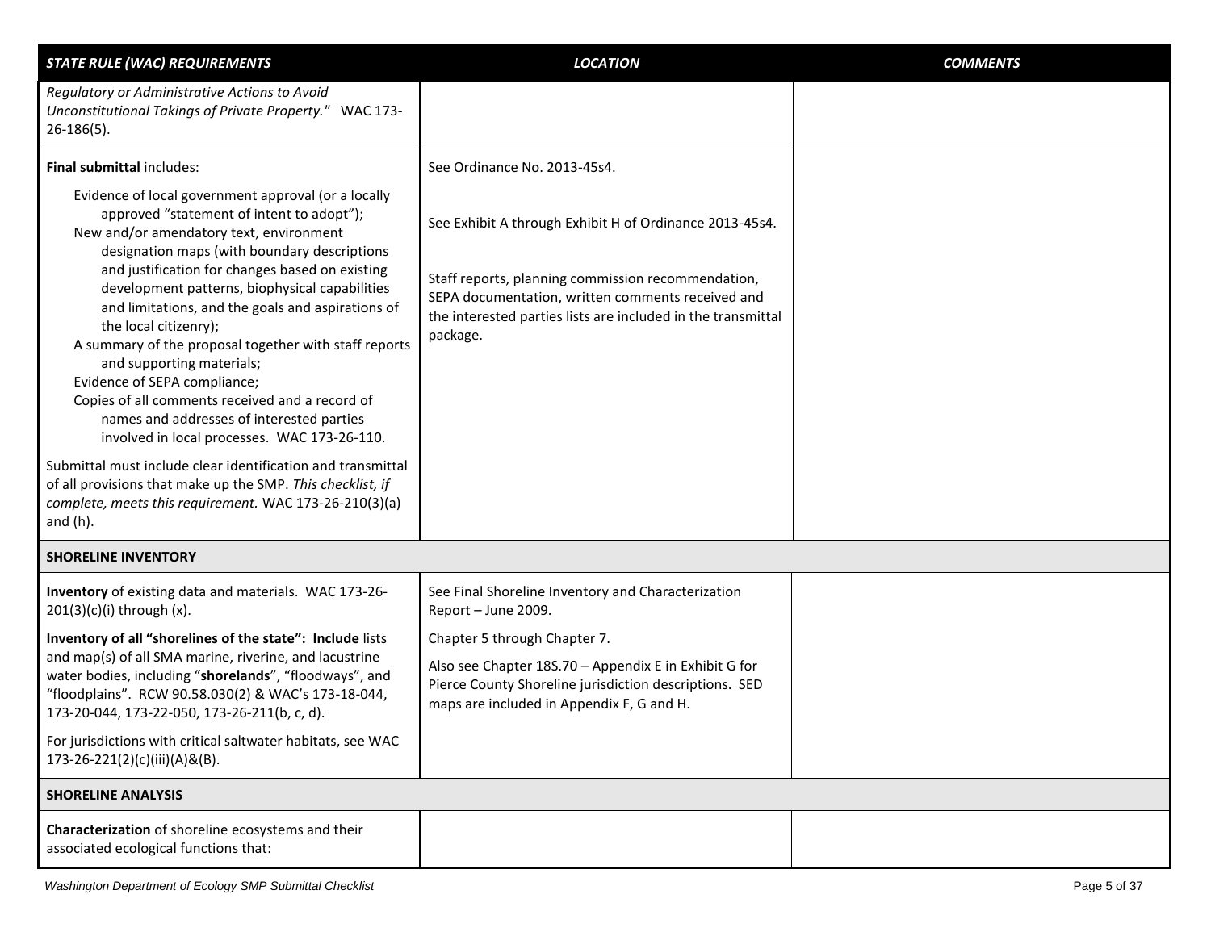| *STATE RULE (WAC) REQUIREMENTS* | *LOCATION* | *COMMENTS* |
|---|---|---|
| *Regulatory or Administrative Actions to Avoid Unconstitutional Takings of Private Property."* WAC 173-26-186(5). | | |
| **Final submittal** includes:<br><br>Evidence of local government approval (or a locally approved "statement of intent to adopt");<br>New and/or amendatory text, environment designation maps (with boundary descriptions and justification for changes based on existing development patterns, biophysical capabilities and limitations, and the goals and aspirations of the local citizenry);<br>A summary of the proposal together with staff reports and supporting materials;<br>Evidence of SEPA compliance;<br>Copies of all comments received and a record of names and addresses of interested parties involved in local processes. WAC 173-26-110.<br><br>Submittal must include clear identification and transmittal of all provisions that make up the SMP. *This checklist, if complete, meets this requirement.* WAC 173-26-210(3)(a) and (h). | See Ordinance No. 2013-45s4.<br><br>See Exhibit A through Exhibit H of Ordinance 2013-45s4.<br><br>Staff reports, planning commission recommendation, SEPA documentation, written comments received and the interested parties lists are included in the transmittal package. | |
| **SHORELINE INVENTORY** | | |
| **Inventory** of existing data and materials. WAC 173-26-201(3)(c)(i) through (x).<br><br>**Inventory of all "shorelines of the state": Include** lists and map(s) of all SMA marine, riverine, and lacustrine water bodies, including "**shorelands**", "floodways", and "floodplains". RCW 90.58.030(2) & WAC's 173-18-044, 173-20-044, 173-22-050, 173-26-211(b, c, d).<br><br>For jurisdictions with critical saltwater habitats, see WAC 173-26-221(2)(c)(iii)(A)&(B). | See Final Shoreline Inventory and Characterization Report – June 2009.<br><br>Chapter 5 through Chapter 7.<br><br>Also see Chapter 18S.70 – Appendix E in Exhibit G for Pierce County Shoreline jurisdiction descriptions. SED maps are included in Appendix F, G and H. | |
| **SHORELINE ANALYSIS** | | |
| **Characterization** of shoreline ecosystems and their associated ecological functions that: | | |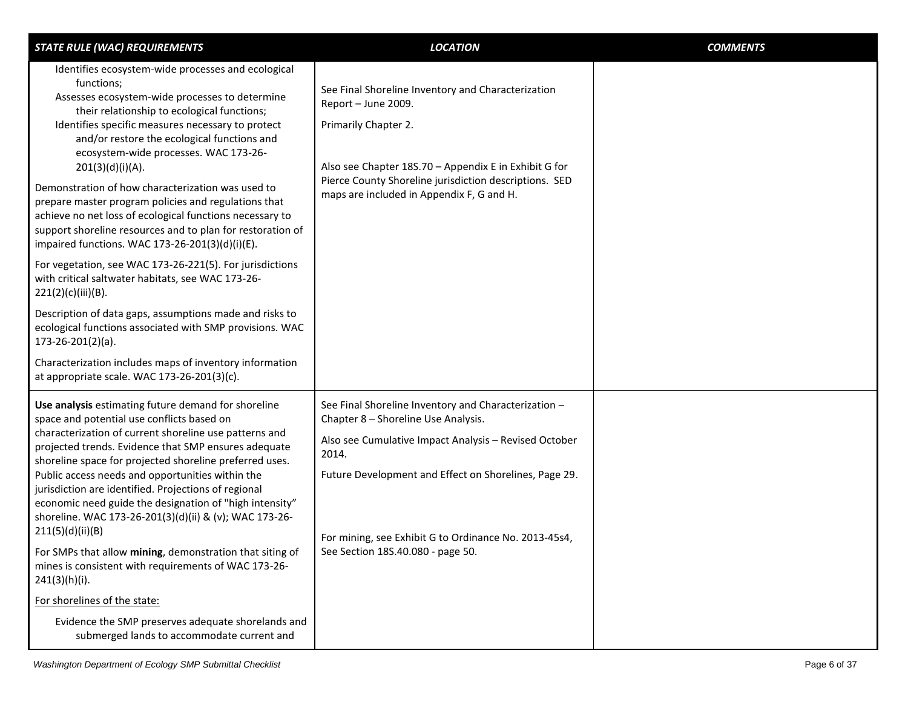| *STATE RULE (WAC) REQUIREMENTS* | *LOCATION* | *COMMENTS* |
|---|---|---|
| Identifies ecosystem-wide processes and ecological functions;<br>Assesses ecosystem-wide processes to determine their relationship to ecological functions;<br>Identifies specific measures necessary to protect and/or restore the ecological functions and ecosystem-wide processes. WAC 173-26-201(3)(d)(i)(A).<br><br>Demonstration of how characterization was used to prepare master program policies and regulations that achieve no net loss of ecological functions necessary to support shoreline resources and to plan for restoration of impaired functions. WAC 173-26-201(3)(d)(i)(E).<br><br>For vegetation, see WAC 173-26-221(5). For jurisdictions with critical saltwater habitats, see WAC 173-26-221(2)(c)(iii)(B).<br><br>Description of data gaps, assumptions made and risks to ecological functions associated with SMP provisions. WAC 173-26-201(2)(a).<br><br>Characterization includes maps of inventory information at appropriate scale. WAC 173-26-201(3)(c). | See Final Shoreline Inventory and Characterization Report – June 2009.<br><br>Primarily Chapter 2.<br><br>Also see Chapter 18S.70 – Appendix E in Exhibit G for Pierce County Shoreline jurisdiction descriptions. SED maps are included in Appendix F, G and H. | |
| **Use analysis** estimating future demand for shoreline space and potential use conflicts based on characterization of current shoreline use patterns and projected trends. Evidence that SMP ensures adequate shoreline space for projected shoreline preferred uses. Public access needs and opportunities within the jurisdiction are identified. Projections of regional economic need guide the designation of "high intensity" shoreline. WAC 173-26-201(3)(d)(ii) & (v); WAC 173-26-211(5)(d)(ii)(B)<br><br>For SMPs that allow **mining**, demonstration that siting of mines is consistent with requirements of WAC 173-26-241(3)(h)(i).<br><br><u>For shorelines of the state:</u><br><br>Evidence the SMP preserves adequate shorelands and submerged lands to accommodate current and | See Final Shoreline Inventory and Characterization – Chapter 8 – Shoreline Use Analysis.<br><br>Also see Cumulative Impact Analysis – Revised October 2014.<br><br>Future Development and Effect on Shorelines, Page 29.<br><br>For mining, see Exhibit G to Ordinance No. 2013-45s4, See Section 18S.40.080 - page 50. | |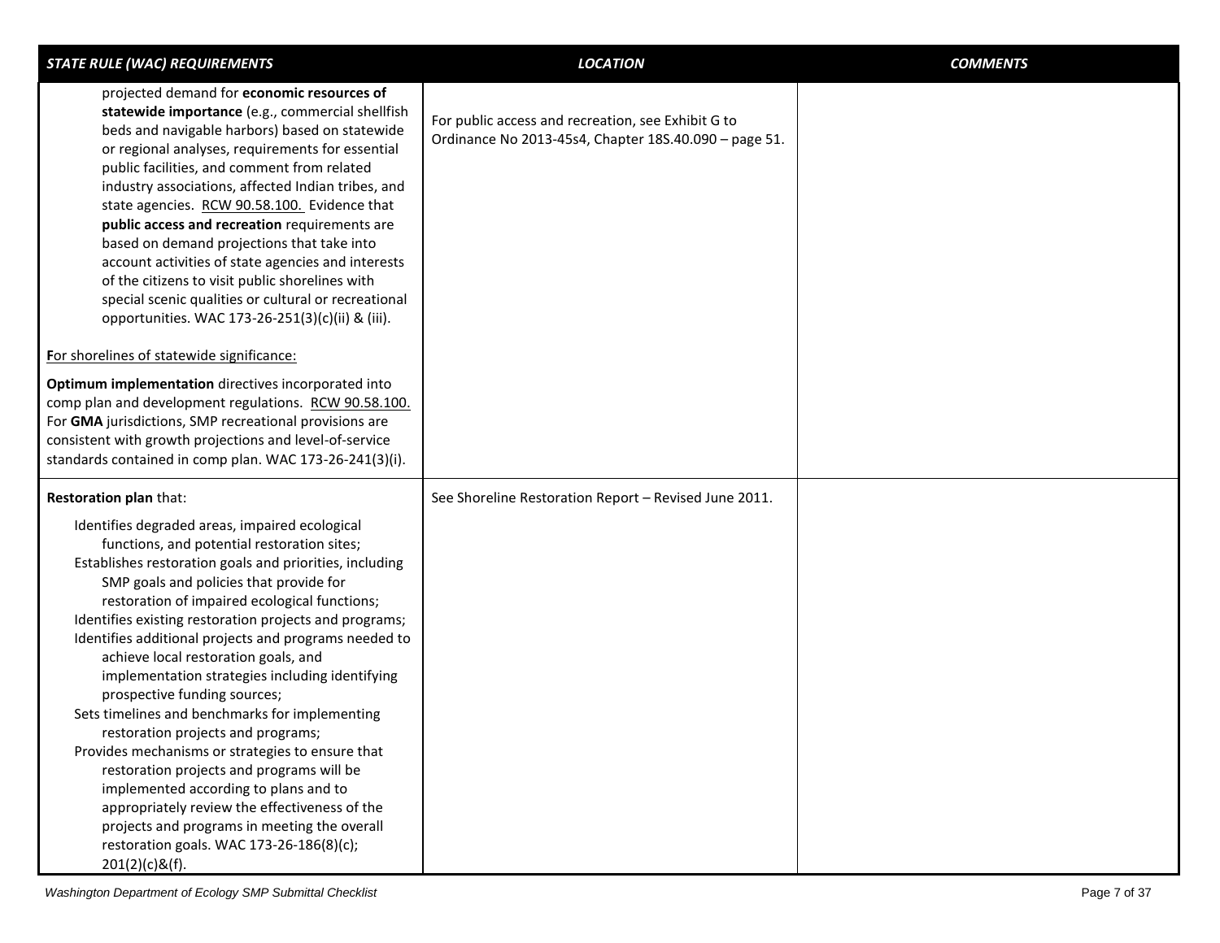| *STATE RULE (WAC) REQUIREMENTS* | *LOCATION* | *COMMENTS* |
|---|---|---|
| projected demand for **economic resources of statewide importance** (e.g., commercial shellfish beds and navigable harbors) based on statewide or regional analyses, requirements for essential public facilities, and comment from related industry associations, affected Indian tribes, and state agencies. RCW 90.58.100. Evidence that **public access and recreation** requirements are based on demand projections that take into account activities of state agencies and interests of the citizens to visit public shorelines with special scenic qualities or cultural or recreational opportunities. WAC 173-26-251(3)(c)(ii) & (iii).<br><br>**F**or shorelines of statewide significance:<br><br>**Optimum implementation** directives incorporated into comp plan and development regulations. RCW 90.58.100. For **GMA** jurisdictions, SMP recreational provisions are consistent with growth projections and level-of-service standards contained in comp plan. WAC 173-26-241(3)(i). | For public access and recreation, see Exhibit G to Ordinance No 2013-45s4, Chapter 18S.40.090 – page 51. | |
| **Restoration plan** that:<br><br>Identifies degraded areas, impaired ecological functions, and potential restoration sites;<br>Establishes restoration goals and priorities, including SMP goals and policies that provide for restoration of impaired ecological functions;<br>Identifies existing restoration projects and programs;<br>Identifies additional projects and programs needed to achieve local restoration goals, and implementation strategies including identifying prospective funding sources;<br>Sets timelines and benchmarks for implementing restoration projects and programs;<br>Provides mechanisms or strategies to ensure that restoration projects and programs will be implemented according to plans and to appropriately review the effectiveness of the projects and programs in meeting the overall restoration goals. WAC 173-26-186(8)(c); 201(2)(c)&(f). | See Shoreline Restoration Report – Revised June 2011. | |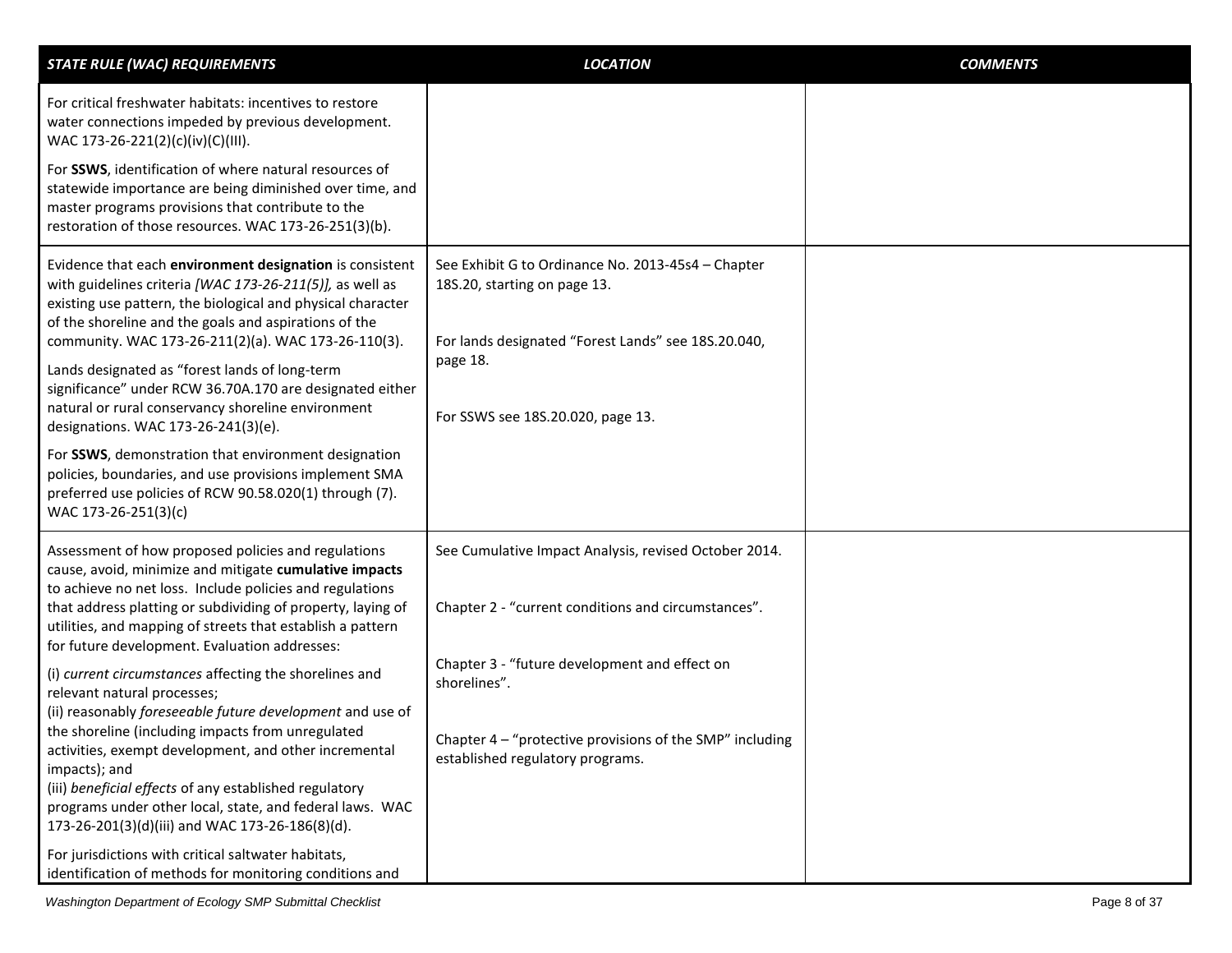| *STATE RULE (WAC) REQUIREMENTS* | *LOCATION* | *COMMENTS* |
|---|---|---|
| For critical freshwater habitats: incentives to restore water connections impeded by previous development. WAC 173-26-221(2)(c)(iv)(C)(III).<br><br>For **SSWS**, identification of where natural resources of statewide importance are being diminished over time, and master programs provisions that contribute to the restoration of those resources. WAC 173-26-251(3)(b). | | |
| Evidence that each **environment designation** is consistent with guidelines criteria *[WAC 173-26-211(5)],* as well as existing use pattern, the biological and physical character of the shoreline and the goals and aspirations of the community. WAC 173-26-211(2)(a). WAC 173-26-110(3).<br><br>Lands designated as "forest lands of long-term significance" under RCW 36.70A.170 are designated either natural or rural conservancy shoreline environment designations. WAC 173-26-241(3)(e).<br><br>For **SSWS**, demonstration that environment designation policies, boundaries, and use provisions implement SMA preferred use policies of RCW 90.58.020(1) through (7). WAC 173-26-251(3)(c) | See Exhibit G to Ordinance No. 2013-45s4 – Chapter 18S.20, starting on page 13.<br><br>For lands designated "Forest Lands" see 18S.20.040, page 18.<br><br>For SSWS see 18S.20.020, page 13. | |
| Assessment of how proposed policies and regulations cause, avoid, minimize and mitigate **cumulative impacts** to achieve no net loss. Include policies and regulations that address platting or subdividing of property, laying of utilities, and mapping of streets that establish a pattern for future development. Evaluation addresses:<br><br>(i) *current circumstances* affecting the shorelines and relevant natural processes;<br>(ii) reasonably *foreseeable future development* and use of the shoreline (including impacts from unregulated activities, exempt development, and other incremental impacts); and<br>(iii) *beneficial effects* of any established regulatory programs under other local, state, and federal laws. WAC 173-26-201(3)(d)(iii) and WAC 173-26-186(8)(d).<br><br>For jurisdictions with critical saltwater habitats, identification of methods for monitoring conditions and | See Cumulative Impact Analysis, revised October 2014.<br><br>Chapter 2 - "current conditions and circumstances".<br><br>Chapter 3 - "future development and effect on shorelines".<br><br>Chapter 4 – "protective provisions of the SMP" including established regulatory programs. | |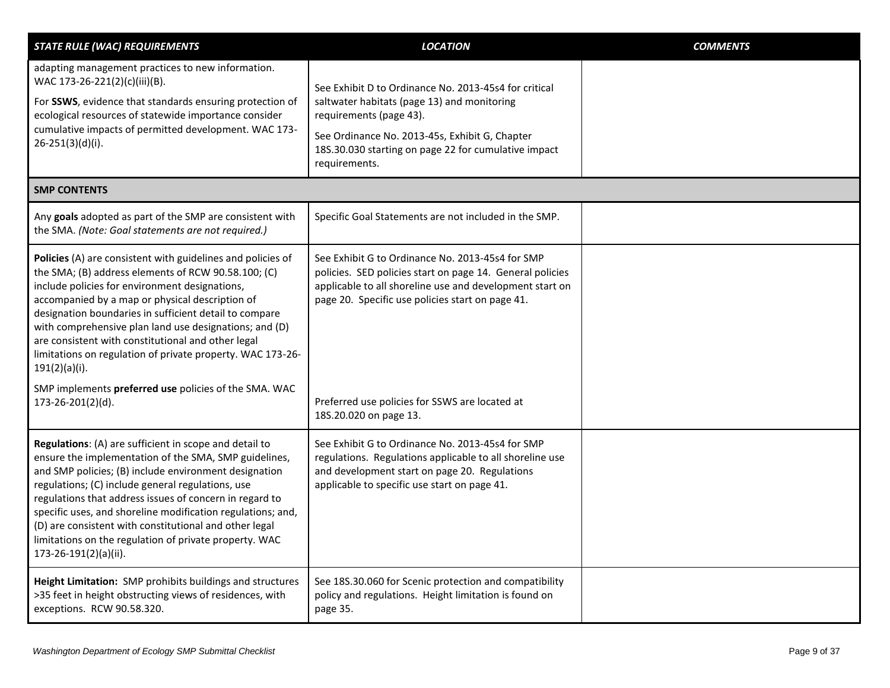| STATE RULE (WAC) REQUIREMENTS | LOCATION | COMMENTS |
|---|---|---|
| adapting management practices to new information. WAC 173-26-221(2)(c)(iii)(B).<br><br>For **SSWS**, evidence that standards ensuring protection of ecological resources of statewide importance consider cumulative impacts of permitted development. WAC 173-26-251(3)(d)(i). | See Exhibit D to Ordinance No. 2013-45s4 for critical saltwater habitats (page 13) and monitoring requirements (page 43).<br><br>See Ordinance No. 2013-45s, Exhibit G, Chapter 18S.30.030 starting on page 22 for cumulative impact requirements. | |
| **SMP CONTENTS** | | |
| Any **goals** adopted as part of the SMP are consistent with the SMA. *(Note: Goal statements are not required.)* | Specific Goal Statements are not included in the SMP. | |
| **Policies** (A) are consistent with guidelines and policies of the SMA; (B) address elements of RCW 90.58.100; (C) include policies for environment designations, accompanied by a map or physical description of designation boundaries in sufficient detail to compare with comprehensive plan land use designations; and (D) are consistent with constitutional and other legal limitations on regulation of private property. WAC 173-26-191(2)(a)(i).<br><br>SMP implements **preferred use** policies of the SMA. WAC 173-26-201(2)(d). | See Exhibit G to Ordinance No. 2013-45s4 for SMP policies. SED policies start on page 14. General policies applicable to all shoreline use and development start on page 20. Specific use policies start on page 41.<br><br>Preferred use policies for SSWS are located at 18S.20.020 on page 13. | |
| **Regulations**: (A) are sufficient in scope and detail to ensure the implementation of the SMA, SMP guidelines, and SMP policies; (B) include environment designation regulations; (C) include general regulations, use regulations that address issues of concern in regard to specific uses, and shoreline modification regulations; and, (D) are consistent with constitutional and other legal limitations on the regulation of private property. WAC 173-26-191(2)(a)(ii). | See Exhibit G to Ordinance No. 2013-45s4 for SMP regulations. Regulations applicable to all shoreline use and development start on page 20. Regulations applicable to specific use start on page 41. | |
| **Height Limitation:** SMP prohibits buildings and structures >35 feet in height obstructing views of residences, with exceptions. RCW 90.58.320. | See 18S.30.060 for Scenic protection and compatibility policy and regulations. Height limitation is found on page 35. | |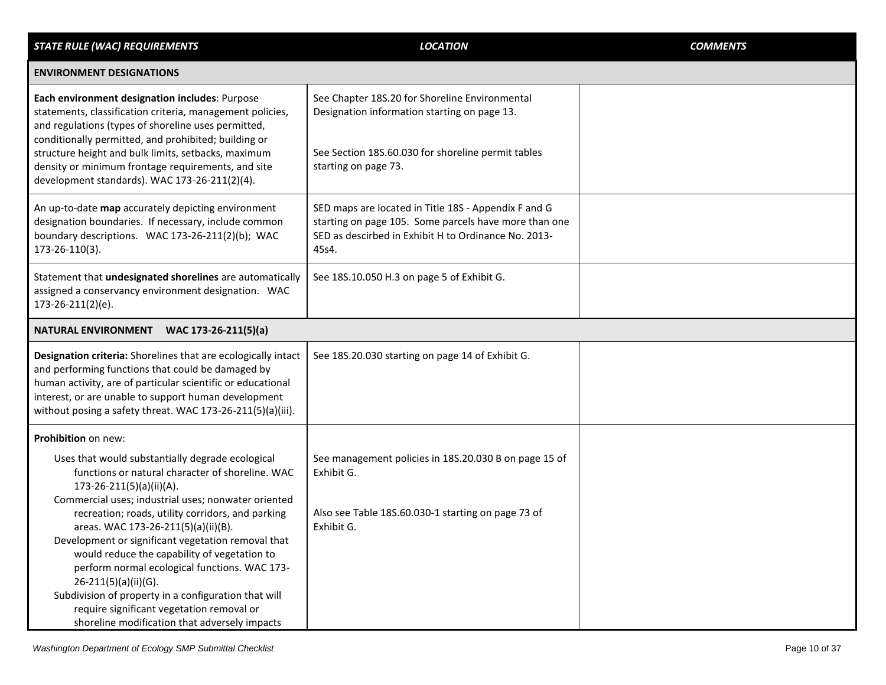| *STATE RULE (WAC) REQUIREMENTS* | *LOCATION* | *COMMENTS* |
|---|---|---|
| **ENVIRONMENT DESIGNATIONS** | | |
| **Each environment designation includes**: Purpose statements, classification criteria, management policies, and regulations (types of shoreline uses permitted, conditionally permitted, and prohibited; building or structure height and bulk limits, setbacks, maximum density or minimum frontage requirements, and site development standards). WAC 173-26-211(2)(4). | See Chapter 18S.20 for Shoreline Environmental Designation information starting on page 13.<br><br>See Section 18S.60.030 for shoreline permit tables starting on page 73. | |
| An up-to-date **map** accurately depicting environment designation boundaries. If necessary, include common boundary descriptions. WAC 173-26-211(2)(b); WAC 173-26-110(3). | SED maps are located in Title 18S - Appendix F and G starting on page 105. Some parcels have more than one SED as descirbed in Exhibit H to Ordinance No. 2013-45s4. | |
| Statement that **undesignated shorelines** are automatically assigned a conservancy environment designation. WAC 173-26-211(2)(e). | See 18S.10.050 H.3 on page 5 of Exhibit G. | |
| **NATURAL ENVIRONMENT WAC 173-26-211(5)(a)** | | |
| **Designation criteria:** Shorelines that are ecologically intact and performing functions that could be damaged by human activity, are of particular scientific or educational interest, or are unable to support human development without posing a safety threat. WAC 173-26-211(5)(a)(iii). | See 18S.20.030 starting on page 14 of Exhibit G. | |
| **Prohibition** on new:<br>Uses that would substantially degrade ecological functions or natural character of shoreline. WAC 173-26-211(5)(a)(ii)(A).<br>Commercial uses; industrial uses; nonwater oriented recreation; roads, utility corridors, and parking areas. WAC 173-26-211(5)(a)(ii)(B).<br>Development or significant vegetation removal that would reduce the capability of vegetation to perform normal ecological functions. WAC 173-26-211(5)(a)(ii)(G).<br>Subdivision of property in a configuration that will require significant vegetation removal or shoreline modification that adversely impacts | See management policies in 18S.20.030 B on page 15 of Exhibit G.<br><br>Also see Table 18S.60.030-1 starting on page 73 of Exhibit G. | |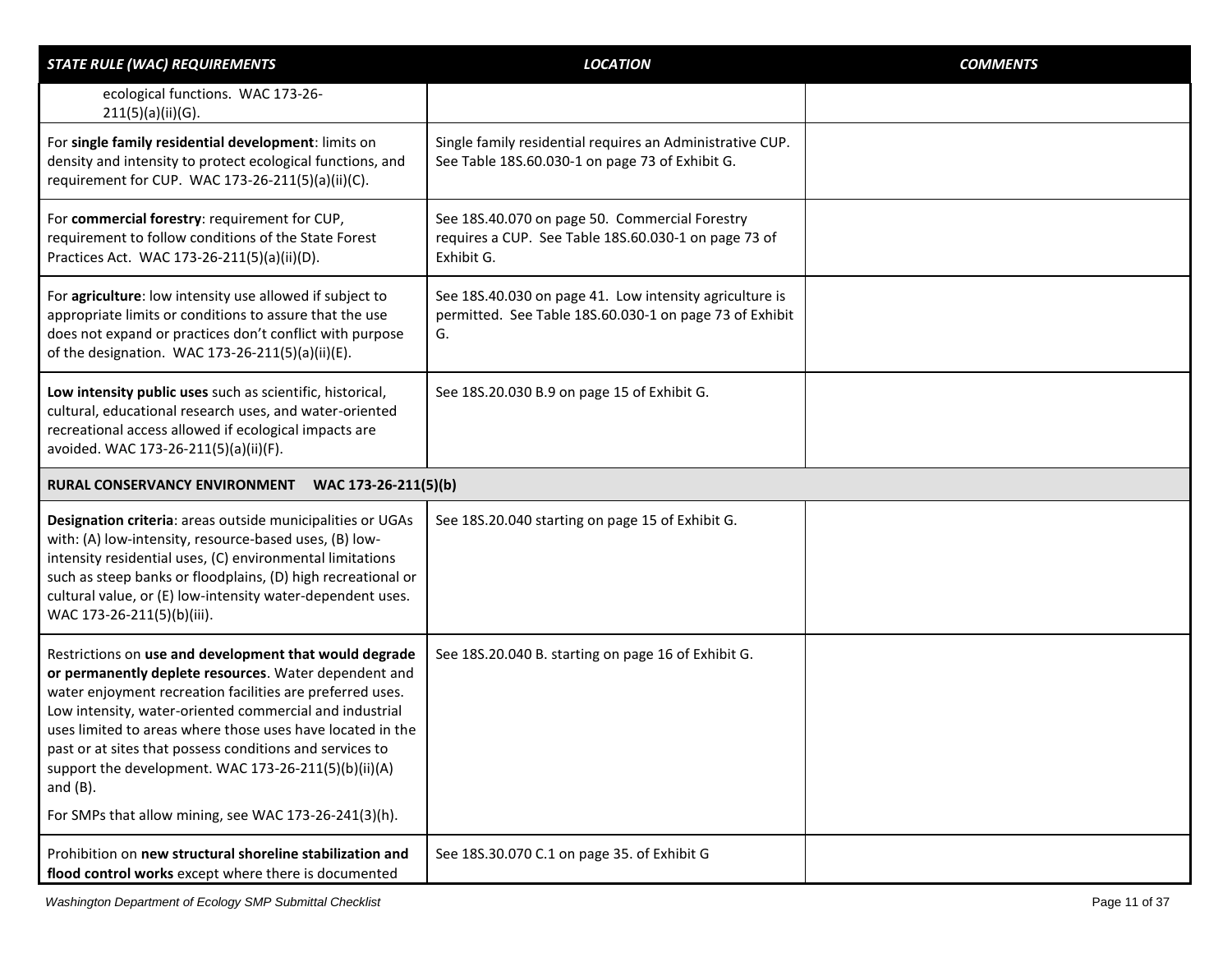| *STATE RULE (WAC) REQUIREMENTS* | *LOCATION* | *COMMENTS* |
|---|---|---|
| ecological functions. WAC 173-26-211(5)(a)(ii)(G). | | |
| For **single family residential development**: limits on density and intensity to protect ecological functions, and requirement for CUP. WAC 173-26-211(5)(a)(ii)(C). | Single family residential requires an Administrative CUP. See Table 18S.60.030-1 on page 73 of Exhibit G. | |
| For **commercial forestry**: requirement for CUP, requirement to follow conditions of the State Forest Practices Act. WAC 173-26-211(5)(a)(ii)(D). | See 18S.40.070 on page 50. Commercial Forestry requires a CUP. See Table 18S.60.030-1 on page 73 of Exhibit G. | |
| For **agriculture**: low intensity use allowed if subject to appropriate limits or conditions to assure that the use does not expand or practices don't conflict with purpose of the designation. WAC 173-26-211(5)(a)(ii)(E). | See 18S.40.030 on page 41. Low intensity agriculture is permitted. See Table 18S.60.030-1 on page 73 of Exhibit G. | |
| **Low intensity public uses** such as scientific, historical, cultural, educational research uses, and water-oriented recreational access allowed if ecological impacts are avoided. WAC 173-26-211(5)(a)(ii)(F). | See 18S.20.030 B.9 on page 15 of Exhibit G. | |
| **RURAL CONSERVANCY ENVIRONMENT WAC 173-26-211(5)(b)** | | |
| **Designation criteria**: areas outside municipalities or UGAs with: (A) low-intensity, resource-based uses, (B) low-intensity residential uses, (C) environmental limitations such as steep banks or floodplains, (D) high recreational or cultural value, or (E) low-intensity water-dependent uses. WAC 173-26-211(5)(b)(iii). | See 18S.20.040 starting on page 15 of Exhibit G. | |
| Restrictions on **use and development that would degrade or permanently deplete resources**. Water dependent and water enjoyment recreation facilities are preferred uses. Low intensity, water-oriented commercial and industrial uses limited to areas where those uses have located in the past or at sites that possess conditions and services to support the development. WAC 173-26-211(5)(b)(ii)(A) and (B).<br><br>For SMPs that allow mining, see WAC 173-26-241(3)(h). | See 18S.20.040 B. starting on page 16 of Exhibit G. | |
| Prohibition on **new structural shoreline stabilization and flood control works** except where there is documented | See 18S.30.070 C.1 on page 35. of Exhibit G | |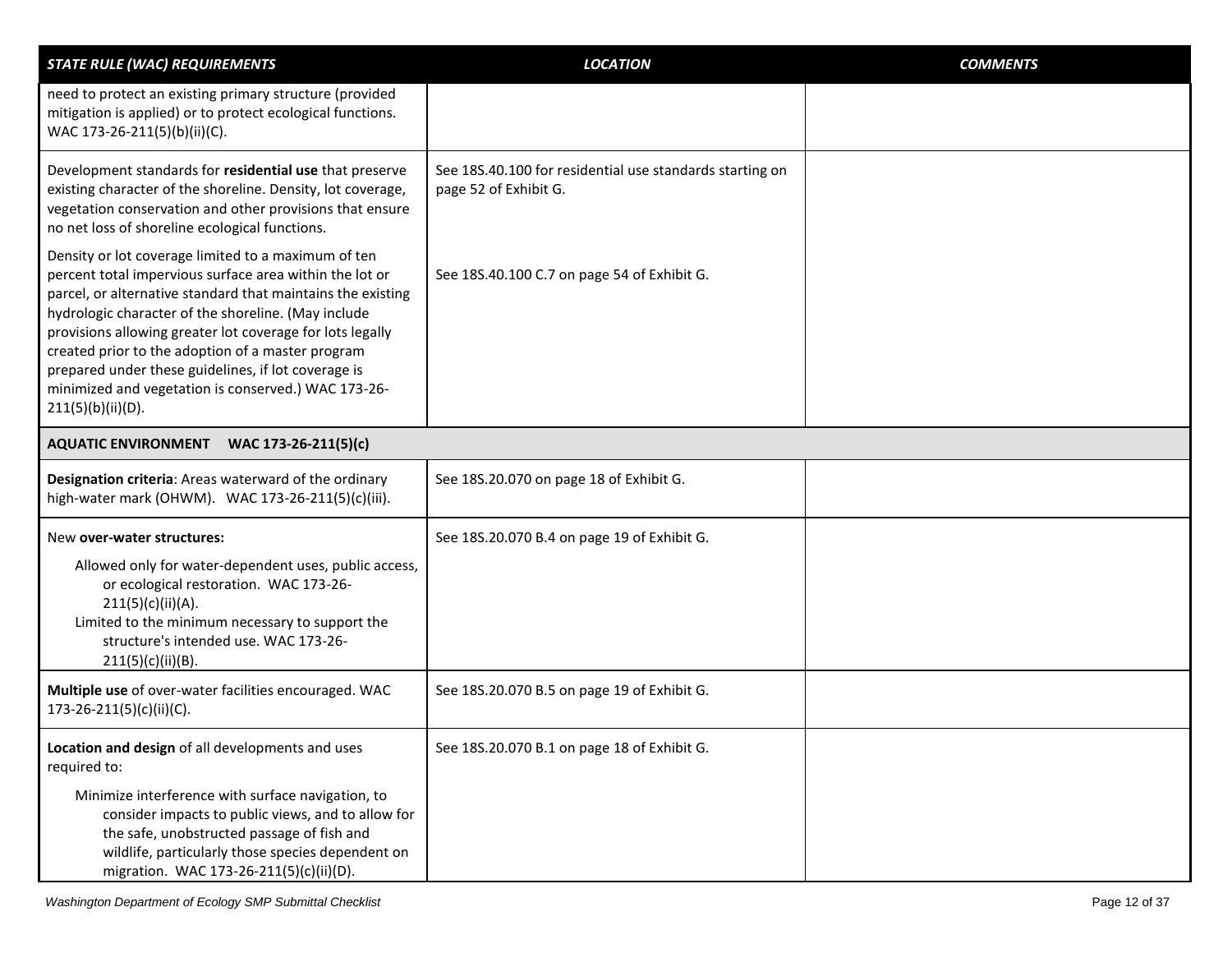| *STATE RULE (WAC) REQUIREMENTS* | *LOCATION* | *COMMENTS* |
|---|---|---|
| need to protect an existing primary structure (provided mitigation is applied) or to protect ecological functions. WAC 173-26-211(5)(b)(ii)(C). | | |
| Development standards for **residential use** that preserve existing character of the shoreline. Density, lot coverage, vegetation conservation and other provisions that ensure no net loss of shoreline ecological functions.<br><br>Density or lot coverage limited to a maximum of ten percent total impervious surface area within the lot or parcel, or alternative standard that maintains the existing hydrologic character of the shoreline. (May include provisions allowing greater lot coverage for lots legally created prior to the adoption of a master program prepared under these guidelines, if lot coverage is minimized and vegetation is conserved.) WAC 173-26-211(5)(b)(ii)(D). | See 18S.40.100 for residential use standards starting on page 52 of Exhibit G.<br><br>See 18S.40.100 C.7 on page 54 of Exhibit G. | |
| **AQUATIC ENVIRONMENT WAC 173-26-211(5)(c)** | | |
| **Designation criteria**: Areas waterward of the ordinary high-water mark (OHWM). WAC 173-26-211(5)(c)(iii). | See 18S.20.070 on page 18 of Exhibit G. | |
| New **over-water structures:**<br><br>Allowed only for water-dependent uses, public access, or ecological restoration. WAC 173-26-211(5)(c)(ii)(A).<br>Limited to the minimum necessary to support the structure's intended use. WAC 173-26-211(5)(c)(ii)(B). | See 18S.20.070 B.4 on page 19 of Exhibit G. | |
| **Multiple use** of over-water facilities encouraged. WAC 173-26-211(5)(c)(ii)(C). | See 18S.20.070 B.5 on page 19 of Exhibit G. | |
| **Location and design** of all developments and uses required to:<br><br>Minimize interference with surface navigation, to consider impacts to public views, and to allow for the safe, unobstructed passage of fish and wildlife, particularly those species dependent on migration. WAC 173-26-211(5)(c)(ii)(D). | See 18S.20.070 B.1 on page 18 of Exhibit G. | |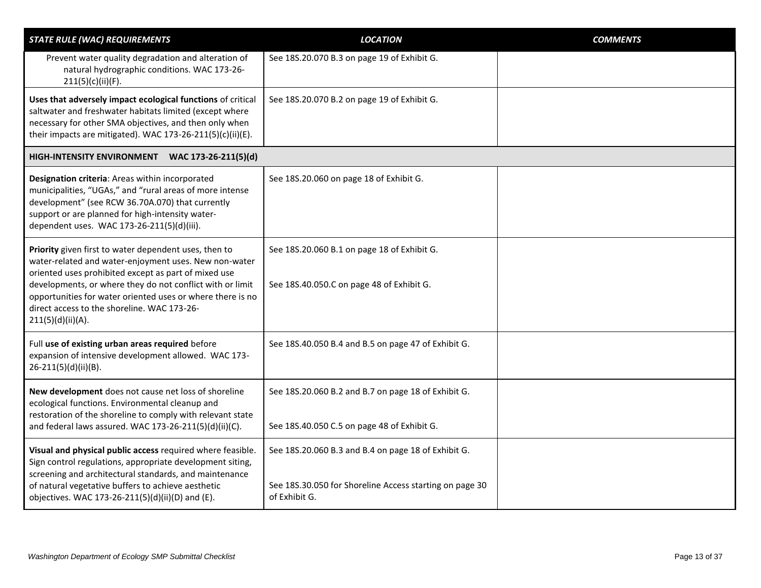| *STATE RULE (WAC) REQUIREMENTS* | *LOCATION* | *COMMENTS* |
|---|---|---|
| Prevent water quality degradation and alteration of natural hydrographic conditions. WAC 173-26-211(5)(c)(ii)(F). | See 18S.20.070 B.3 on page 19 of Exhibit G. | |
| **Uses that adversely impact ecological functions** of critical saltwater and freshwater habitats limited (except where necessary for other SMA objectives, and then only when their impacts are mitigated). WAC 173-26-211(5)(c)(ii)(E). | See 18S.20.070 B.2 on page 19 of Exhibit G. | |
| **HIGH-INTENSITY ENVIRONMENT WAC 173-26-211(5)(d)** | | |
| **Designation criteria**: Areas within incorporated municipalities, "UGAs," and "rural areas of more intense development" (see RCW 36.70A.070) that currently support or are planned for high-intensity water-dependent uses. WAC 173-26-211(5)(d)(iii). | See 18S.20.060 on page 18 of Exhibit G. | |
| **Priority** given first to water dependent uses, then to water-related and water-enjoyment uses. New non-water oriented uses prohibited except as part of mixed use developments, or where they do not conflict with or limit opportunities for water oriented uses or where there is no direct access to the shoreline. WAC 173-26-211(5)(d)(ii)(A). | See 18S.20.060 B.1 on page 18 of Exhibit G.<br><br>See 18S.40.050.C on page 48 of Exhibit G. | |
| Full **use of existing urban areas required** before expansion of intensive development allowed. WAC 173-26-211(5)(d)(ii)(B). | See 18S.40.050 B.4 and B.5 on page 47 of Exhibit G. | |
| **New development** does not cause net loss of shoreline ecological functions. Environmental cleanup and restoration of the shoreline to comply with relevant state and federal laws assured. WAC 173-26-211(5)(d)(ii)(C). | See 18S.20.060 B.2 and B.7 on page 18 of Exhibit G.<br><br>See 18S.40.050 C.5 on page 48 of Exhibit G. | |
| **Visual and physical public access** required where feasible. Sign control regulations, appropriate development siting, screening and architectural standards, and maintenance of natural vegetative buffers to achieve aesthetic objectives. WAC 173-26-211(5)(d)(ii)(D) and (E). | See 18S.20.060 B.3 and B.4 on page 18 of Exhibit G.<br><br>See 18S.30.050 for Shoreline Access starting on page 30 of Exhibit G. | |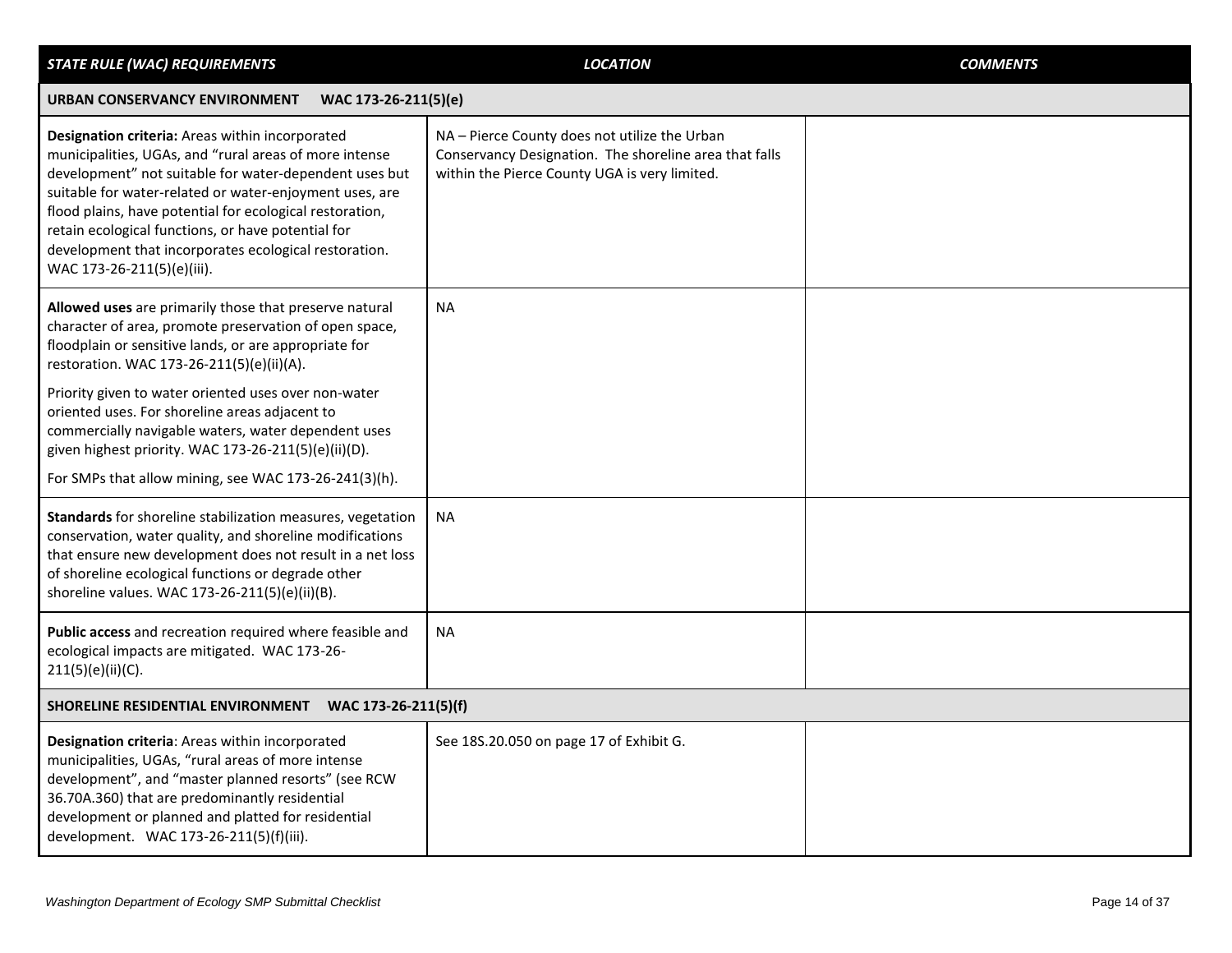| *STATE RULE (WAC) REQUIREMENTS* | *LOCATION* | *COMMENTS* |
|---|---|---|
| **URBAN CONSERVANCY ENVIRONMENT WAC 173-26-211(5)(e)** | | |
| **Designation criteria:** Areas within incorporated municipalities, UGAs, and "rural areas of more intense development" not suitable for water-dependent uses but suitable for water-related or water-enjoyment uses, are flood plains, have potential for ecological restoration, retain ecological functions, or have potential for development that incorporates ecological restoration. WAC 173-26-211(5)(e)(iii). | NA – Pierce County does not utilize the Urban Conservancy Designation. The shoreline area that falls within the Pierce County UGA is very limited. | |
| **Allowed uses** are primarily those that preserve natural character of area, promote preservation of open space, floodplain or sensitive lands, or are appropriate for restoration. WAC 173-26-211(5)(e)(ii)(A).<br><br>Priority given to water oriented uses over non-water oriented uses. For shoreline areas adjacent to commercially navigable waters, water dependent uses given highest priority. WAC 173-26-211(5)(e)(ii)(D).<br><br>For SMPs that allow mining, see WAC 173-26-241(3)(h). | NA | |
| **Standards** for shoreline stabilization measures, vegetation conservation, water quality, and shoreline modifications that ensure new development does not result in a net loss of shoreline ecological functions or degrade other shoreline values. WAC 173-26-211(5)(e)(ii)(B). | NA | |
| **Public access** and recreation required where feasible and ecological impacts are mitigated. WAC 173-26-211(5)(e)(ii)(C). | NA | |
| **SHORELINE RESIDENTIAL ENVIRONMENT WAC 173-26-211(5)(f)** | | |
| **Designation criteria**: Areas within incorporated municipalities, UGAs, "rural areas of more intense development", and "master planned resorts" (see RCW 36.70A.360) that are predominantly residential development or planned and platted for residential development. WAC 173-26-211(5)(f)(iii). | See 18S.20.050 on page 17 of Exhibit G. | |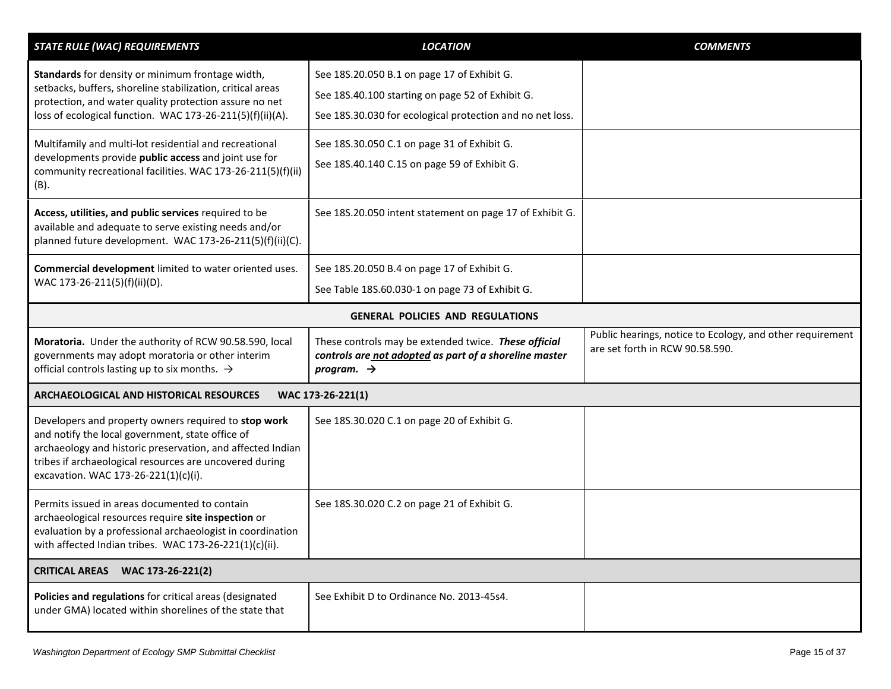| *STATE RULE (WAC) REQUIREMENTS* | *LOCATION* | *COMMENTS* |
|---|---|---|
| **Standards** for density or minimum frontage width, setbacks, buffers, shoreline stabilization, critical areas protection, and water quality protection assure no net loss of ecological function. WAC 173-26-211(5)(f)(ii)(A). | See 18S.20.050 B.1 on page 17 of Exhibit G.<br>See 18S.40.100 starting on page 52 of Exhibit G.<br>See 18S.30.030 for ecological protection and no net loss. | |
| Multifamily and multi-lot residential and recreational developments provide **public access** and joint use for community recreational facilities. WAC 173-26-211(5)(f)(ii)(B). | See 18S.30.050 C.1 on page 31 of Exhibit G.<br>See 18S.40.140 C.15 on page 59 of Exhibit G. | |
| **Access, utilities, and public services** required to be available and adequate to serve existing needs and/or planned future development. WAC 173-26-211(5)(f)(ii)(C). | See 18S.20.050 intent statement on page 17 of Exhibit G. | |
| **Commercial development** limited to water oriented uses. WAC 173-26-211(5)(f)(ii)(D). | See 18S.20.050 B.4 on page 17 of Exhibit G.<br>See Table 18S.60.030-1 on page 73 of Exhibit G. | |
| **GENERAL POLICIES AND REGULATIONS** | | |
| **Moratoria.** Under the authority of RCW 90.58.590, local governments may adopt moratoria or other interim official controls lasting up to six months. → | These controls may be extended twice. ***These official controls are <u>not adopted</u> as part of a shoreline master program.*** **→** | Public hearings, notice to Ecology, and other requirement are set forth in RCW 90.58.590. |
| **ARCHAEOLOGICAL AND HISTORICAL RESOURCES WAC 173-26-221(1)** | | |
| Developers and property owners required to **stop work** and notify the local government, state office of archaeology and historic preservation, and affected Indian tribes if archaeological resources are uncovered during excavation. WAC 173-26-221(1)(c)(i). | See 18S.30.020 C.1 on page 20 of Exhibit G. | |
| Permits issued in areas documented to contain archaeological resources require **site inspection** or evaluation by a professional archaeologist in coordination with affected Indian tribes. WAC 173-26-221(1)(c)(ii). | See 18S.30.020 C.2 on page 21 of Exhibit G. | |
| **CRITICAL AREAS WAC 173-26-221(2)** | | |
| **Policies and regulations** for critical areas (designated under GMA) located within shorelines of the state that | See Exhibit D to Ordinance No. 2013-45s4. | |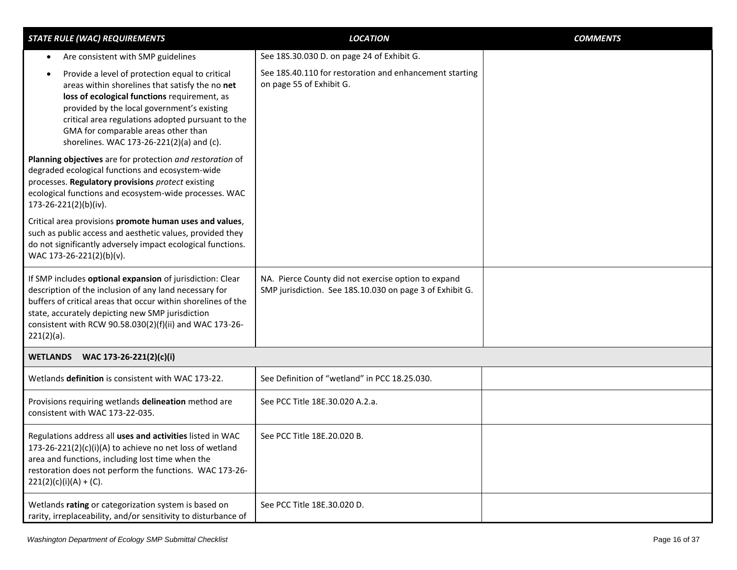| *STATE RULE (WAC) REQUIREMENTS* | *LOCATION* | *COMMENTS* |
|---|---|---|
| • Are consistent with SMP guidelines<br>• Provide a level of protection equal to critical areas within shorelines that satisfy the no **net loss of ecological functions** requirement, as provided by the local government's existing critical area regulations adopted pursuant to the GMA for comparable areas other than shorelines. WAC 173-26-221(2)(a) and (c).<br><br>**Planning objectives** are for protection *and restoration* of degraded ecological functions and ecosystem-wide processes. **Regulatory provisions** *protect* existing ecological functions and ecosystem-wide processes. WAC 173-26-221(2)(b)(iv).<br><br>Critical area provisions **promote human uses and values**, such as public access and aesthetic values, provided they do not significantly adversely impact ecological functions. WAC 173-26-221(2)(b)(v). | See 18S.30.030 D. on page 24 of Exhibit G.<br><br>See 18S.40.110 for restoration and enhancement starting on page 55 of Exhibit G. | |
| If SMP includes **optional expansion** of jurisdiction: Clear description of the inclusion of any land necessary for buffers of critical areas that occur within shorelines of the state, accurately depicting new SMP jurisdiction consistent with RCW 90.58.030(2)(f)(ii) and WAC 173-26-221(2)(a). | NA. Pierce County did not exercise option to expand SMP jurisdiction. See 18S.10.030 on page 3 of Exhibit G. | |
| **WETLANDS WAC 173-26-221(2)(c)(i)** | | |
| Wetlands **definition** is consistent with WAC 173-22. | See Definition of "wetland" in PCC 18.25.030. | |
| Provisions requiring wetlands **delineation** method are consistent with WAC 173-22-035. | See PCC Title 18E.30.020 A.2.a. | |
| Regulations address all **uses and activities** listed in WAC 173-26-221(2)(c)(i)(A) to achieve no net loss of wetland area and functions, including lost time when the restoration does not perform the functions. WAC 173-26-221(2)(c)(i)(A) + (C). | See PCC Title 18E.20.020 B. | |
| Wetlands **rating** or categorization system is based on rarity, irreplaceability, and/or sensitivity to disturbance of | See PCC Title 18E.30.020 D. | |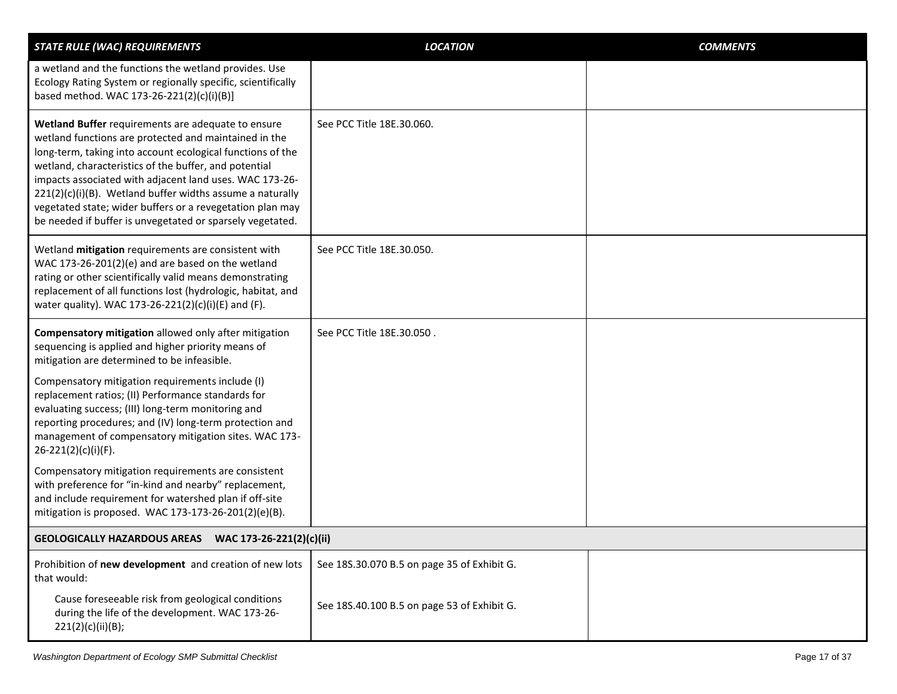| *STATE RULE (WAC) REQUIREMENTS* | *LOCATION* | *COMMENTS* |
|---|---|---|
| a wetland and the functions the wetland provides. Use Ecology Rating System or regionally specific, scientifically based method. WAC 173-26-221(2)(c)(i)(B)] | | |
| **Wetland Buffer** requirements are adequate to ensure wetland functions are protected and maintained in the long-term, taking into account ecological functions of the wetland, characteristics of the buffer, and potential impacts associated with adjacent land uses. WAC 173-26-221(2)(c)(i)(B). Wetland buffer widths assume a naturally vegetated state; wider buffers or a revegetation plan may be needed if buffer is unvegetated or sparsely vegetated. | See PCC Title 18E.30.060. | |
| Wetland **mitigation** requirements are consistent with WAC 173-26-201(2)(e) and are based on the wetland rating or other scientifically valid means demonstrating replacement of all functions lost (hydrologic, habitat, and water quality). WAC 173-26-221(2)(c)(i)(E) and (F). | See PCC Title 18E.30.050. | |
| **Compensatory mitigation** allowed only after mitigation sequencing is applied and higher priority means of mitigation are determined to be infeasible.<br><br>Compensatory mitigation requirements include (I) replacement ratios; (II) Performance standards for evaluating success; (III) long-term monitoring and reporting procedures; and (IV) long-term protection and management of compensatory mitigation sites. WAC 173-26-221(2)(c)(i)(F).<br><br>Compensatory mitigation requirements are consistent with preference for "in-kind and nearby" replacement, and include requirement for watershed plan if off-site mitigation is proposed. WAC 173-173-26-201(2)(e)(B). | See PCC Title 18E.30.050 . | |
| **GEOLOGICALLY HAZARDOUS AREAS WAC 173-26-221(2)(c)(ii)** | | |
| Prohibition of **new development** and creation of new lots that would:<br><br>Cause foreseeable risk from geological conditions during the life of the development. WAC 173-26-221(2)(c)(ii)(B); | See 18S.30.070 B.5 on page 35 of Exhibit G.<br><br>See 18S.40.100 B.5 on page 53 of Exhibit G. | |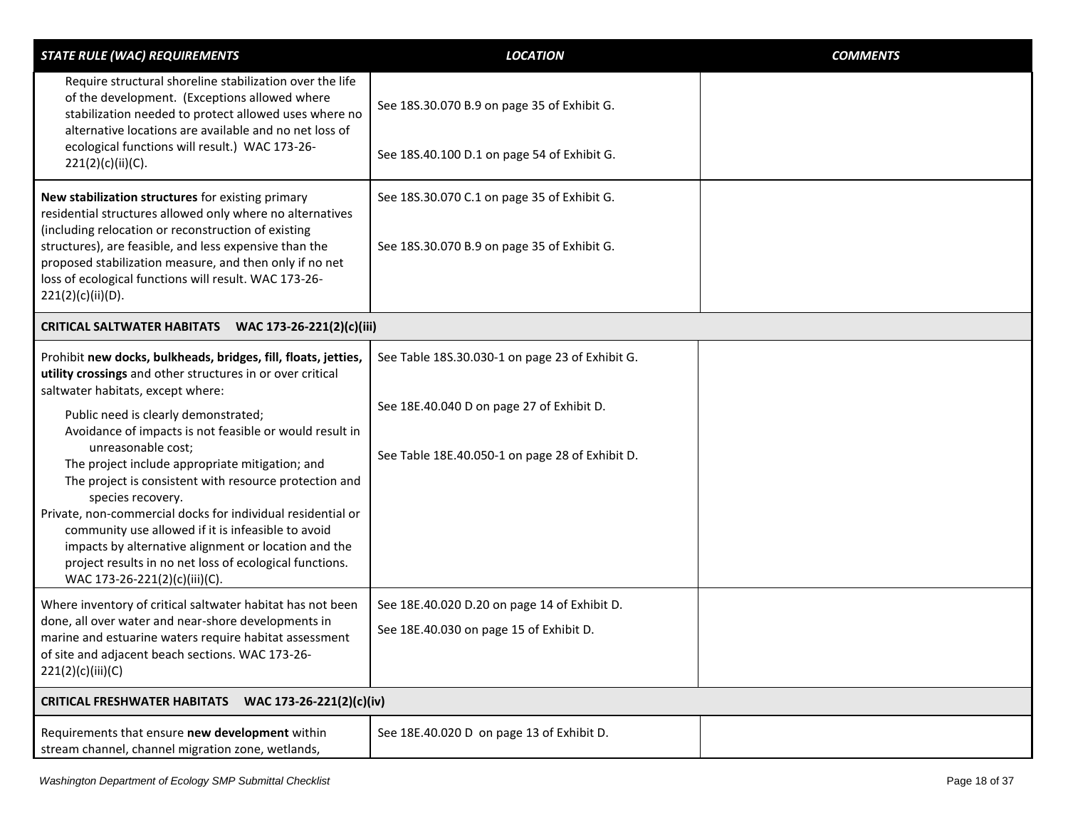| *STATE RULE (WAC) REQUIREMENTS* | *LOCATION* | *COMMENTS* |
|---|---|---|
| Require structural shoreline stabilization over the life of the development. (Exceptions allowed where stabilization needed to protect allowed uses where no alternative locations are available and no net loss of ecological functions will result.) WAC 173-26-221(2)(c)(ii)(C). | See 18S.30.070 B.9 on page 35 of Exhibit G.<br><br>See 18S.40.100 D.1 on page 54 of Exhibit G. | |
| **New stabilization structures** for existing primary residential structures allowed only where no alternatives (including relocation or reconstruction of existing structures), are feasible, and less expensive than the proposed stabilization measure, and then only if no net loss of ecological functions will result. WAC 173-26-221(2)(c)(ii)(D). | See 18S.30.070 C.1 on page 35 of Exhibit G.<br><br>See 18S.30.070 B.9 on page 35 of Exhibit G. | |
| **CRITICAL SALTWATER HABITATS WAC 173-26-221(2)(c)(iii)** | | |
| Prohibit **new docks, bulkheads, bridges, fill, floats, jetties, utility crossings** and other structures in or over critical saltwater habitats, except where:<br>Public need is clearly demonstrated;<br>Avoidance of impacts is not feasible or would result in unreasonable cost;<br>The project include appropriate mitigation; and<br>The project is consistent with resource protection and species recovery.<br>Private, non-commercial docks for individual residential or community use allowed if it is infeasible to avoid impacts by alternative alignment or location and the project results in no net loss of ecological functions. WAC 173-26-221(2)(c)(iii)(C). | See Table 18S.30.030-1 on page 23 of Exhibit G.<br><br>See 18E.40.040 D on page 27 of Exhibit D.<br><br>See Table 18E.40.050-1 on page 28 of Exhibit D. | |
| Where inventory of critical saltwater habitat has not been done, all over water and near-shore developments in marine and estuarine waters require habitat assessment of site and adjacent beach sections. WAC 173-26-221(2)(c)(iii)(C) | See 18E.40.020 D.20 on page 14 of Exhibit D.<br>See 18E.40.030 on page 15 of Exhibit D. | |
| **CRITICAL FRESHWATER HABITATS WAC 173-26-221(2)(c)(iv)** | | |
| Requirements that ensure **new development** within stream channel, channel migration zone, wetlands, | See 18E.40.020 D on page 13 of Exhibit D. | |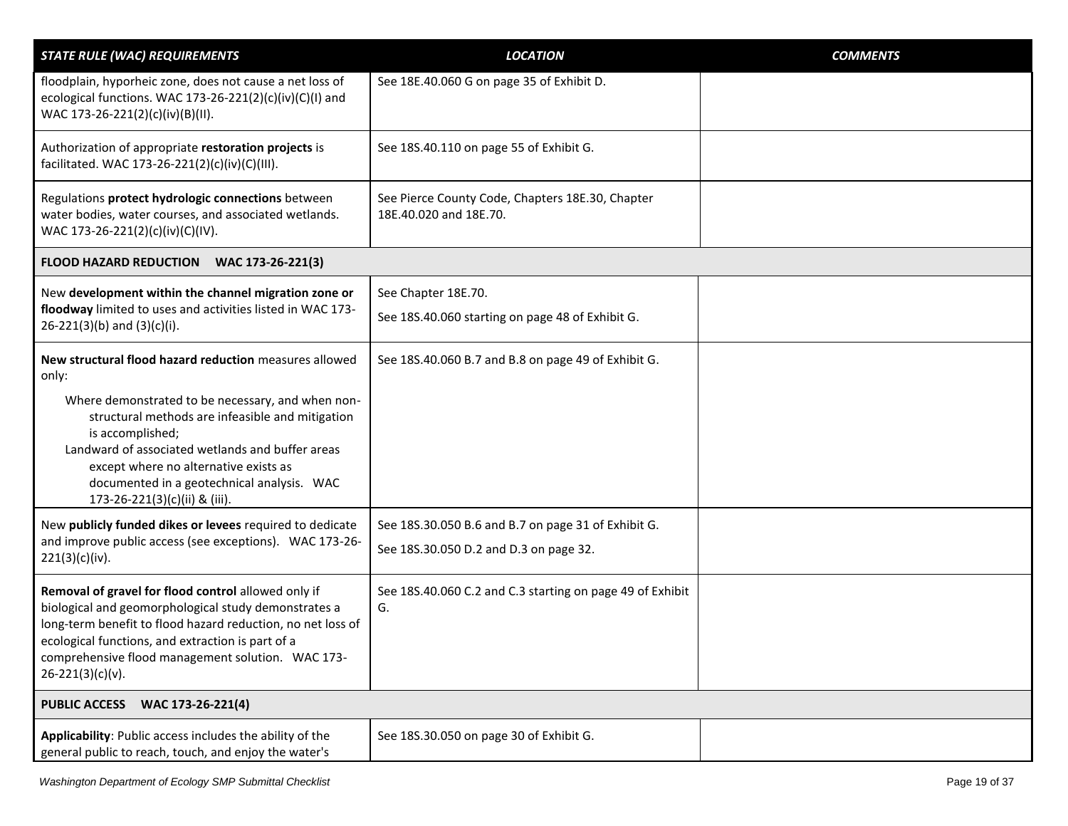| *STATE RULE (WAC) REQUIREMENTS* | *LOCATION* | *COMMENTS* |
|---|---|---|
| floodplain, hyporheic zone, does not cause a net loss of ecological functions. WAC 173-26-221(2)(c)(iv)(C)(I) and WAC 173-26-221(2)(c)(iv)(B)(II). | See 18E.40.060 G on page 35 of Exhibit D. | |
| Authorization of appropriate **restoration projects** is facilitated. WAC 173-26-221(2)(c)(iv)(C)(III). | See 18S.40.110 on page 55 of Exhibit G. | |
| Regulations **protect hydrologic connections** between water bodies, water courses, and associated wetlands. WAC 173-26-221(2)(c)(iv)(C)(IV). | See Pierce County Code, Chapters 18E.30, Chapter 18E.40.020 and 18E.70. | |
| **FLOOD HAZARD REDUCTION WAC 173-26-221(3)** | | |
| New **development within the channel migration zone or floodway** limited to uses and activities listed in WAC 173-26-221(3)(b) and (3)(c)(i). | See Chapter 18E.70.<br>See 18S.40.060 starting on page 48 of Exhibit G. | |
| **New structural flood hazard reduction** measures allowed only:<br>Where demonstrated to be necessary, and when non-structural methods are infeasible and mitigation is accomplished;<br>Landward of associated wetlands and buffer areas except where no alternative exists as documented in a geotechnical analysis. WAC 173-26-221(3)(c)(ii) & (iii). | See 18S.40.060 B.7 and B.8 on page 49 of Exhibit G. | |
| New **publicly funded dikes or levees** required to dedicate and improve public access (see exceptions). WAC 173-26-221(3)(c)(iv). | See 18S.30.050 B.6 and B.7 on page 31 of Exhibit G.<br>See 18S.30.050 D.2 and D.3 on page 32. | |
| **Removal of gravel for flood control** allowed only if biological and geomorphological study demonstrates a long-term benefit to flood hazard reduction, no net loss of ecological functions, and extraction is part of a comprehensive flood management solution. WAC 173-26-221(3)(c)(v). | See 18S.40.060 C.2 and C.3 starting on page 49 of Exhibit G. | |
| **PUBLIC ACCESS WAC 173-26-221(4)** | | |
| **Applicability**: Public access includes the ability of the general public to reach, touch, and enjoy the water's | See 18S.30.050 on page 30 of Exhibit G. | |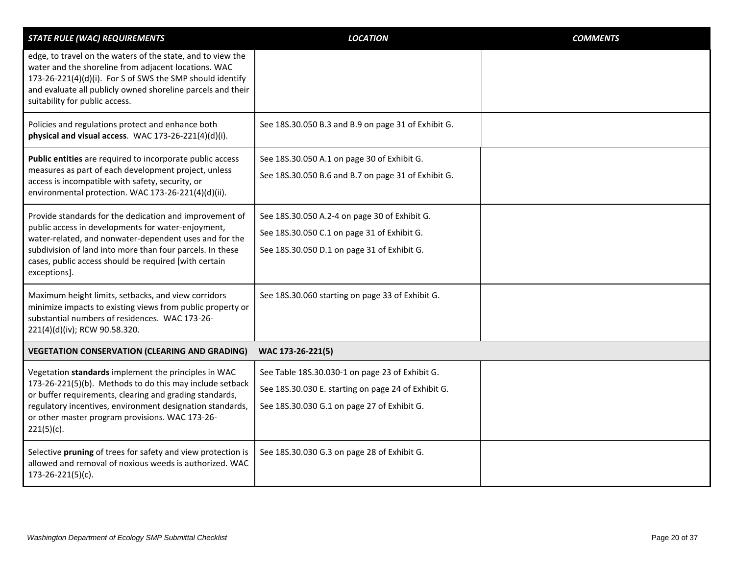| *STATE RULE (WAC) REQUIREMENTS* | *LOCATION* | *COMMENTS* |
| --- | --- | --- |
| edge, to travel on the waters of the state, and to view the water and the shoreline from adjacent locations. WAC 173-26-221(4)(d)(i). For S of SWS the SMP should identify and evaluate all publicly owned shoreline parcels and their suitability for public access. | | |
| Policies and regulations protect and enhance both **physical and visual access**. WAC 173-26-221(4)(d)(i). | See 18S.30.050 B.3 and B.9 on page 31 of Exhibit G. | |
| **Public entities** are required to incorporate public access measures as part of each development project, unless access is incompatible with safety, security, or environmental protection. WAC 173-26-221(4)(d)(ii). | See 18S.30.050 A.1 on page 30 of Exhibit G.<br>See 18S.30.050 B.6 and B.7 on page 31 of Exhibit G. | |
| Provide standards for the dedication and improvement of public access in developments for water-enjoyment, water-related, and nonwater-dependent uses and for the subdivision of land into more than four parcels. In these cases, public access should be required [with certain exceptions]. | See 18S.30.050 A.2-4 on page 30 of Exhibit G.<br>See 18S.30.050 C.1 on page 31 of Exhibit G.<br>See 18S.30.050 D.1 on page 31 of Exhibit G. | |
| Maximum height limits, setbacks, and view corridors minimize impacts to existing views from public property or substantial numbers of residences. WAC 173-26-221(4)(d)(iv); RCW 90.58.320. | See 18S.30.060 starting on page 33 of Exhibit G. | |
| **VEGETATION CONSERVATION (CLEARING AND GRADING)** | **WAC 173-26-221(5)** | |
| Vegetation **standards** implement the principles in WAC 173-26-221(5)(b). Methods to do this may include setback or buffer requirements, clearing and grading standards, regulatory incentives, environment designation standards, or other master program provisions. WAC 173-26-221(5)(c). | See Table 18S.30.030-1 on page 23 of Exhibit G.<br>See 18S.30.030 E. starting on page 24 of Exhibit G.<br>See 18S.30.030 G.1 on page 27 of Exhibit G. | |
| Selective **pruning** of trees for safety and view protection is allowed and removal of noxious weeds is authorized. WAC 173-26-221(5)(c). | See 18S.30.030 G.3 on page 28 of Exhibit G. | |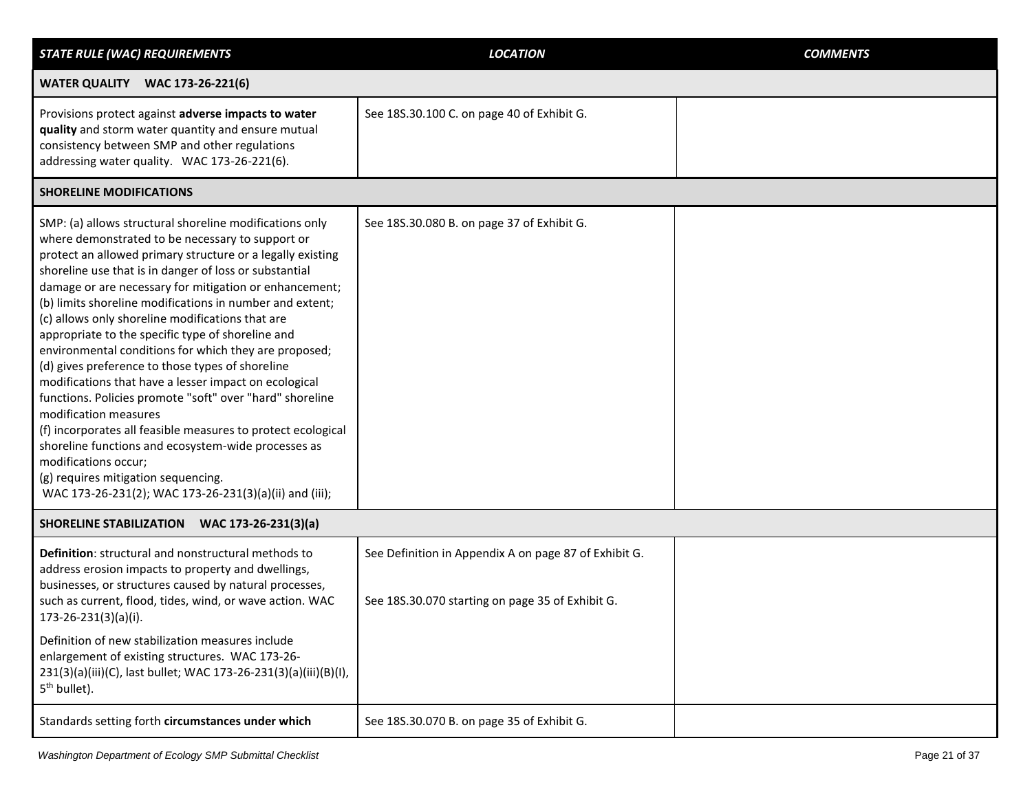| *STATE RULE (WAC) REQUIREMENTS* | *LOCATION* | *COMMENTS* |
|---|---|---|
| **WATER QUALITY WAC 173-26-221(6)** | | |
| Provisions protect against **adverse impacts to water quality** and storm water quantity and ensure mutual consistency between SMP and other regulations addressing water quality. WAC 173-26-221(6). | See 18S.30.100 C. on page 40 of Exhibit G. | |
| **SHORELINE MODIFICATIONS** | | |
| SMP: (a) allows structural shoreline modifications only where demonstrated to be necessary to support or protect an allowed primary structure or a legally existing shoreline use that is in danger of loss or substantial damage or are necessary for mitigation or enhancement; (b) limits shoreline modifications in number and extent; (c) allows only shoreline modifications that are appropriate to the specific type of shoreline and environmental conditions for which they are proposed; (d) gives preference to those types of shoreline modifications that have a lesser impact on ecological functions. Policies promote "soft" over "hard" shoreline modification measures (f) incorporates all feasible measures to protect ecological shoreline functions and ecosystem-wide processes as modifications occur; (g) requires mitigation sequencing. WAC 173-26-231(2); WAC 173-26-231(3)(a)(ii) and (iii); | See 18S.30.080 B. on page 37 of Exhibit G. | |
| **SHORELINE STABILIZATION WAC 173-26-231(3)(a)** | | |
| **Definition**: structural and nonstructural methods to address erosion impacts to property and dwellings, businesses, or structures caused by natural processes, such as current, flood, tides, wind, or wave action. WAC 173-26-231(3)(a)(i). Definition of new stabilization measures include enlargement of existing structures. WAC 173-26-231(3)(a)(iii)(C), last bullet; WAC 173-26-231(3)(a)(iii)(B)(I), 5th bullet). | See Definition in Appendix A on page 87 of Exhibit G. See 18S.30.070 starting on page 35 of Exhibit G. | |
| Standards setting forth **circumstances under which** | See 18S.30.070 B. on page 35 of Exhibit G. | |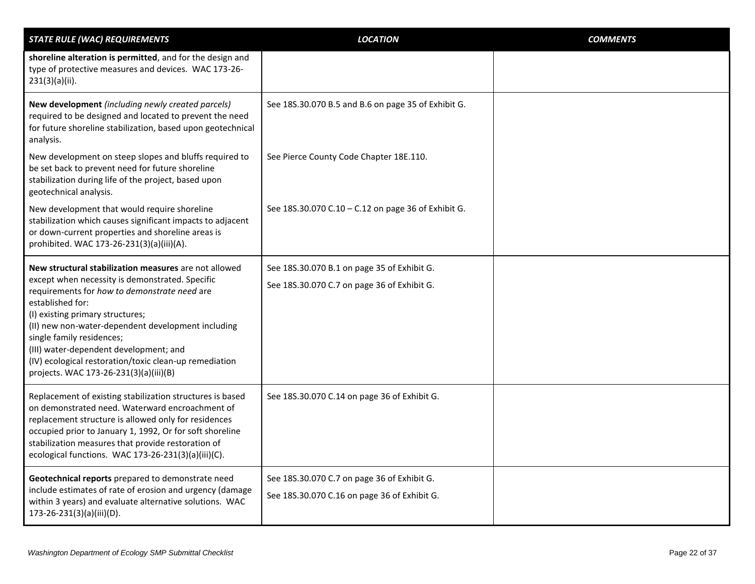| *STATE RULE (WAC) REQUIREMENTS* | *LOCATION* | *COMMENTS* |
|---|---|---|
| **shoreline alteration is permitted**, and for the design and type of protective measures and devices. WAC 173-26-231(3)(a)(ii). | | |
| **New development** *(including newly created parcels)* required to be designed and located to prevent the need for future shoreline stabilization, based upon geotechnical analysis.<br><br>New development on steep slopes and bluffs required to be set back to prevent need for future shoreline stabilization during life of the project, based upon geotechnical analysis.<br><br>New development that would require shoreline stabilization which causes significant impacts to adjacent or down-current properties and shoreline areas is prohibited. WAC 173-26-231(3)(a)(iii)(A). | See 18S.30.070 B.5 and B.6 on page 35 of Exhibit G.<br><br>See Pierce County Code Chapter 18E.110.<br><br>See 18S.30.070 C.10 – C.12 on page 36 of Exhibit G. | |
| **New structural stabilization measures** are not allowed except when necessity is demonstrated. Specific requirements for *how to demonstrate need* are established for:<br>(I) existing primary structures;<br>(II) new non-water-dependent development including single family residences;<br>(III) water-dependent development; and<br>(IV) ecological restoration/toxic clean-up remediation projects. WAC 173-26-231(3)(a)(iii)(B) | See 18S.30.070 B.1 on page 35 of Exhibit G.<br><br>See 18S.30.070 C.7 on page 36 of Exhibit G. | |
| Replacement of existing stabilization structures is based on demonstrated need. Waterward encroachment of replacement structure is allowed only for residences occupied prior to January 1, 1992, Or for soft shoreline stabilization measures that provide restoration of ecological functions. WAC 173-26-231(3)(a)(iii)(C). | See 18S.30.070 C.14 on page 36 of Exhibit G. | |
| **Geotechnical reports** prepared to demonstrate need include estimates of rate of erosion and urgency (damage within 3 years) and evaluate alternative solutions. WAC 173-26-231(3)(a)(iii)(D). | See 18S.30.070 C.7 on page 36 of Exhibit G.<br><br>See 18S.30.070 C.16 on page 36 of Exhibit G. | |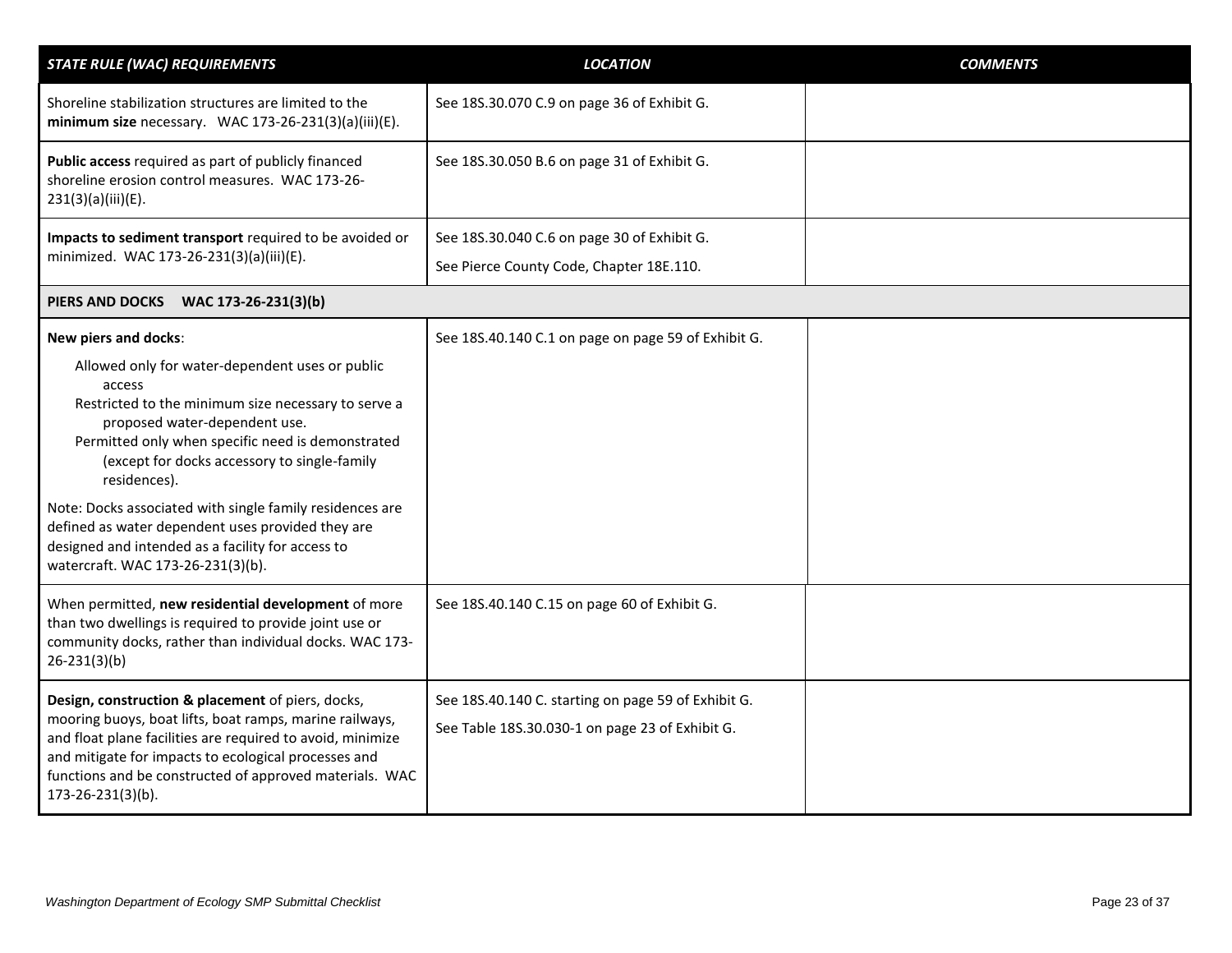| *STATE RULE (WAC) REQUIREMENTS* | *LOCATION* | *COMMENTS* |
|---|---|---|
| Shoreline stabilization structures are limited to the **minimum size** necessary. WAC 173-26-231(3)(a)(iii)(E). | See 18S.30.070 C.9 on page 36 of Exhibit G. | |
| **Public access** required as part of publicly financed shoreline erosion control measures. WAC 173-26-231(3)(a)(iii)(E). | See 18S.30.050 B.6 on page 31 of Exhibit G. | |
| **Impacts to sediment transport** required to be avoided or minimized. WAC 173-26-231(3)(a)(iii)(E). | See 18S.30.040 C.6 on page 30 of Exhibit G.<br>See Pierce County Code, Chapter 18E.110. | |
| **PIERS AND DOCKS WAC 173-26-231(3)(b)** | | |
| **New piers and docks**:<br>Allowed only for water-dependent uses or public access<br>Restricted to the minimum size necessary to serve a proposed water-dependent use.<br>Permitted only when specific need is demonstrated (except for docks accessory to single-family residences).<br>Note: Docks associated with single family residences are defined as water dependent uses provided they are designed and intended as a facility for access to watercraft. WAC 173-26-231(3)(b). | See 18S.40.140 C.1 on page on page 59 of Exhibit G. | |
| When permitted, **new residential development** of more than two dwellings is required to provide joint use or community docks, rather than individual docks. WAC 173-26-231(3)(b) | See 18S.40.140 C.15 on page 60 of Exhibit G. | |
| **Design, construction & placement** of piers, docks, mooring buoys, boat lifts, boat ramps, marine railways, and float plane facilities are required to avoid, minimize and mitigate for impacts to ecological processes and functions and be constructed of approved materials. WAC 173-26-231(3)(b). | See 18S.40.140 C. starting on page 59 of Exhibit G.<br>See Table 18S.30.030-1 on page 23 of Exhibit G. | |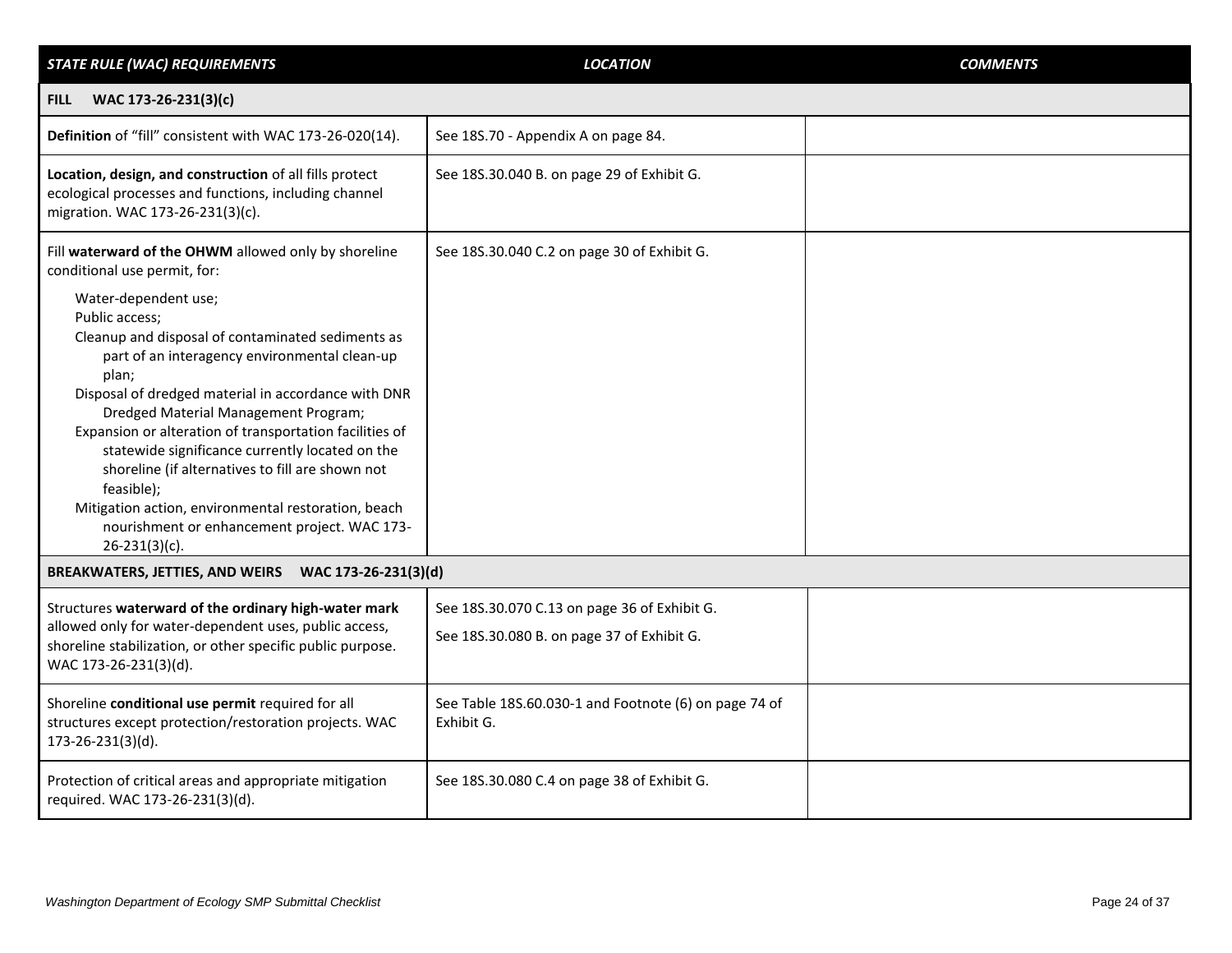| *STATE RULE (WAC) REQUIREMENTS* | *LOCATION* | *COMMENTS* |
|---|---|---|
| **FILL WAC 173-26-231(3)(c)** | | |
| **Definition** of "fill" consistent with WAC 173-26-020(14). | See 18S.70 - Appendix A on page 84. | |
| **Location, design, and construction** of all fills protect ecological processes and functions, including channel migration. WAC 173-26-231(3)(c). | See 18S.30.040 B. on page 29 of Exhibit G. | |
| Fill **waterward of the OHWM** allowed only by shoreline conditional use permit, for:<br>Water-dependent use;<br>Public access;<br>Cleanup and disposal of contaminated sediments as part of an interagency environmental clean-up plan;<br>Disposal of dredged material in accordance with DNR Dredged Material Management Program;<br>Expansion or alteration of transportation facilities of statewide significance currently located on the shoreline (if alternatives to fill are shown not feasible);<br>Mitigation action, environmental restoration, beach nourishment or enhancement project. WAC 173-26-231(3)(c). | See 18S.30.040 C.2 on page 30 of Exhibit G. | |
| **BREAKWATERS, JETTIES, AND WEIRS WAC 173-26-231(3)(d)** | | |
| Structures **waterward of the ordinary high-water mark** allowed only for water-dependent uses, public access, shoreline stabilization, or other specific public purpose. WAC 173-26-231(3)(d). | See 18S.30.070 C.13 on page 36 of Exhibit G.<br>See 18S.30.080 B. on page 37 of Exhibit G. | |
| Shoreline **conditional use permit** required for all structures except protection/restoration projects. WAC 173-26-231(3)(d). | See Table 18S.60.030-1 and Footnote (6) on page 74 of Exhibit G. | |
| Protection of critical areas and appropriate mitigation required. WAC 173-26-231(3)(d). | See 18S.30.080 C.4 on page 38 of Exhibit G. | |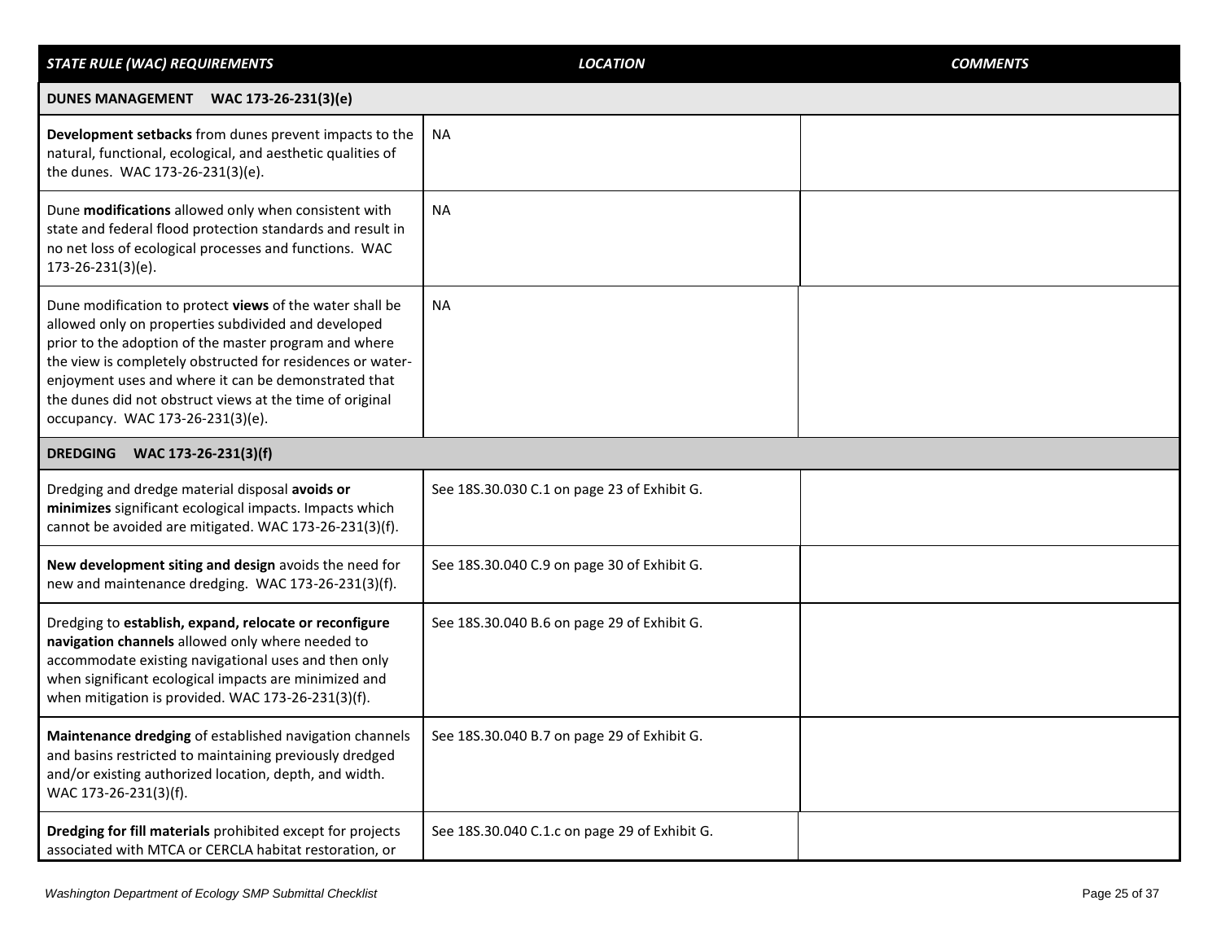| *STATE RULE (WAC) REQUIREMENTS* | *LOCATION* | *COMMENTS* |
|---|---|---|
| **DUNES MANAGEMENT WAC 173-26-231(3)(e)** | | |
| **Development setbacks** from dunes prevent impacts to the natural, functional, ecological, and aesthetic qualities of the dunes. WAC 173-26-231(3)(e). | NA | |
| Dune **modifications** allowed only when consistent with state and federal flood protection standards and result in no net loss of ecological processes and functions. WAC 173-26-231(3)(e). | NA | |
| Dune modification to protect **views** of the water shall be allowed only on properties subdivided and developed prior to the adoption of the master program and where the view is completely obstructed for residences or water-enjoyment uses and where it can be demonstrated that the dunes did not obstruct views at the time of original occupancy. WAC 173-26-231(3)(e). | NA | |
| **DREDGING WAC 173-26-231(3)(f)** | | |
| Dredging and dredge material disposal **avoids or minimizes** significant ecological impacts. Impacts which cannot be avoided are mitigated. WAC 173-26-231(3)(f). | See 18S.30.030 C.1 on page 23 of Exhibit G. | |
| **New development siting and design** avoids the need for new and maintenance dredging. WAC 173-26-231(3)(f). | See 18S.30.040 C.9 on page 30 of Exhibit G. | |
| Dredging to **establish, expand, relocate or reconfigure navigation channels** allowed only where needed to accommodate existing navigational uses and then only when significant ecological impacts are minimized and when mitigation is provided. WAC 173-26-231(3)(f). | See 18S.30.040 B.6 on page 29 of Exhibit G. | |
| **Maintenance dredging** of established navigation channels and basins restricted to maintaining previously dredged and/or existing authorized location, depth, and width. WAC 173-26-231(3)(f). | See 18S.30.040 B.7 on page 29 of Exhibit G. | |
| **Dredging for fill materials** prohibited except for projects associated with MTCA or CERCLA habitat restoration, or | See 18S.30.040 C.1.c on page 29 of Exhibit G. | |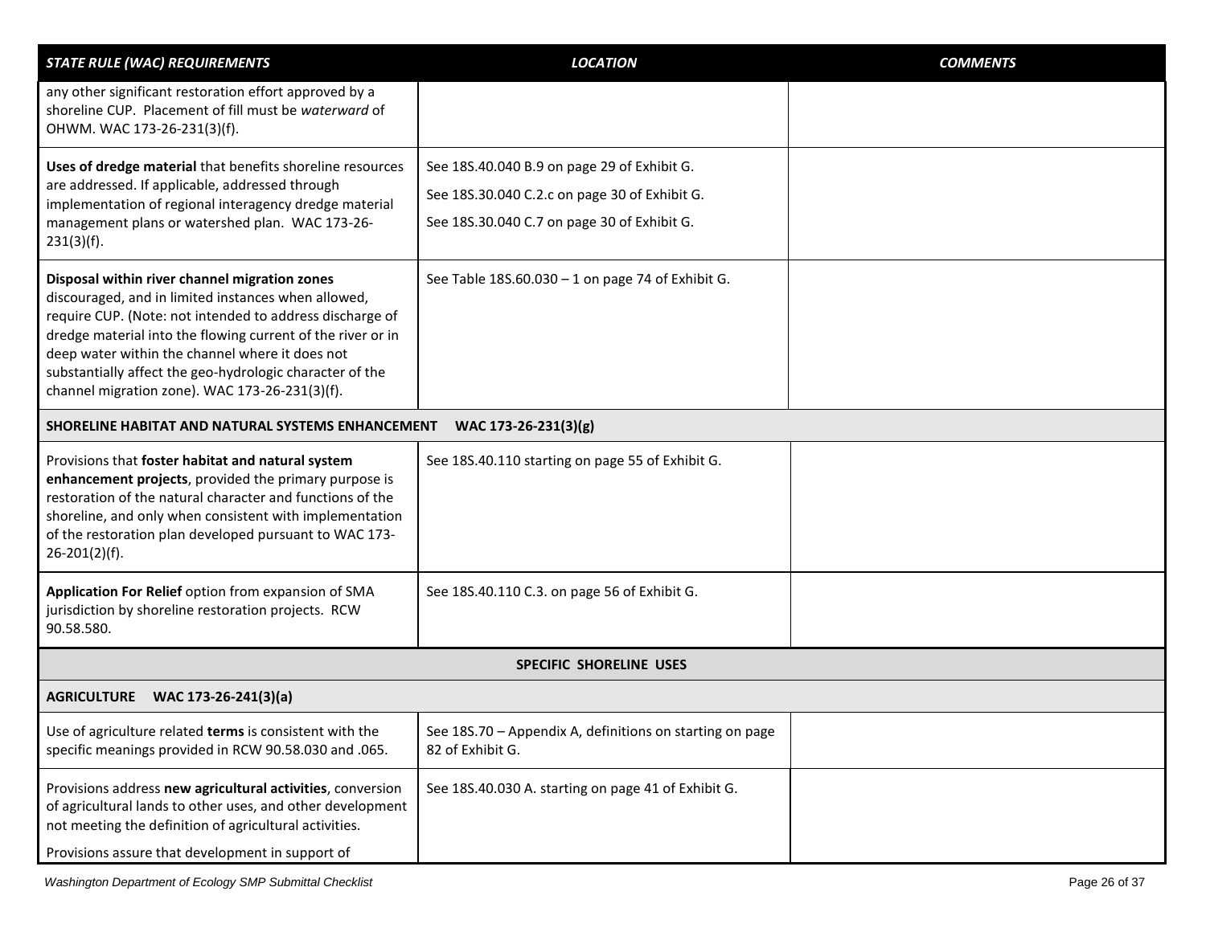| *STATE RULE (WAC) REQUIREMENTS* | *LOCATION* | *COMMENTS* |
|---|---|---|
| any other significant restoration effort approved by a shoreline CUP. Placement of fill must be *waterward* of OHWM. WAC 173-26-231(3)(f). | | |
| **Uses of dredge material** that benefits shoreline resources are addressed. If applicable, addressed through implementation of regional interagency dredge material management plans or watershed plan. WAC 173-26-231(3)(f). | See 18S.40.040 B.9 on page 29 of Exhibit G.<br>See 18S.30.040 C.2.c on page 30 of Exhibit G.<br>See 18S.30.040 C.7 on page 30 of Exhibit G. | |
| **Disposal within river channel migration zones** discouraged, and in limited instances when allowed, require CUP. (Note: not intended to address discharge of dredge material into the flowing current of the river or in deep water within the channel where it does not substantially affect the geo-hydrologic character of the channel migration zone). WAC 173-26-231(3)(f). | See Table 18S.60.030 – 1 on page 74 of Exhibit G. | |
| **SHORELINE HABITAT AND NATURAL SYSTEMS ENHANCEMENT WAC 173-26-231(3)(g)** | | |
| Provisions that **foster habitat and natural system enhancement projects**, provided the primary purpose is restoration of the natural character and functions of the shoreline, and only when consistent with implementation of the restoration plan developed pursuant to WAC 173-26-201(2)(f). | See 18S.40.110 starting on page 55 of Exhibit G. | |
| **Application For Relief** option from expansion of SMA jurisdiction by shoreline restoration projects. RCW 90.58.580. | See 18S.40.110 C.3. on page 56 of Exhibit G. | |
| **SPECIFIC SHORELINE USES** | | |
| **AGRICULTURE WAC 173-26-241(3)(a)** | | |
| Use of agriculture related **terms** is consistent with the specific meanings provided in RCW 90.58.030 and .065. | See 18S.70 – Appendix A, definitions on starting on page 82 of Exhibit G. | |
| Provisions address **new agricultural activities**, conversion of agricultural lands to other uses, and other development not meeting the definition of agricultural activities.<br>Provisions assure that development in support of | See 18S.40.030 A. starting on page 41 of Exhibit G. | |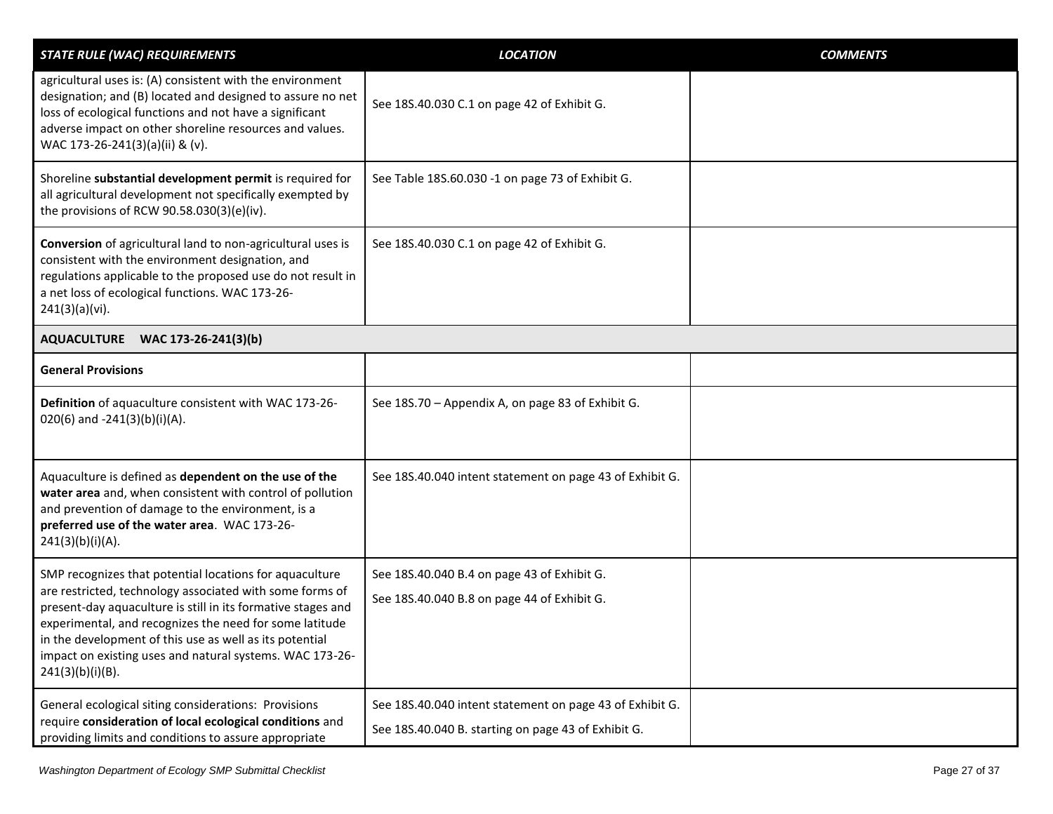| *STATE RULE (WAC) REQUIREMENTS* | *LOCATION* | *COMMENTS* |
|---|---|---|
| agricultural uses is: (A) consistent with the environment designation; and (B) located and designed to assure no net loss of ecological functions and not have a significant adverse impact on other shoreline resources and values. WAC 173-26-241(3)(a)(ii) & (v). | See 18S.40.030 C.1 on page 42 of Exhibit G. | |
| Shoreline **substantial development permit** is required for all agricultural development not specifically exempted by the provisions of RCW 90.58.030(3)(e)(iv). | See Table 18S.60.030 -1 on page 73 of Exhibit G. | |
| **Conversion** of agricultural land to non-agricultural uses is consistent with the environment designation, and regulations applicable to the proposed use do not result in a net loss of ecological functions. WAC 173-26-241(3)(a)(vi). | See 18S.40.030 C.1 on page 42 of Exhibit G. | |
| **AQUACULTURE WAC 173-26-241(3)(b)** | | |
| **General Provisions** | | |
| **Definition** of aquaculture consistent with WAC 173-26-020(6) and -241(3)(b)(i)(A). | See 18S.70 – Appendix A, on page 83 of Exhibit G. | |
| Aquaculture is defined as **dependent on the use of the water area** and, when consistent with control of pollution and prevention of damage to the environment, is a **preferred use of the water area**. WAC 173-26-241(3)(b)(i)(A). | See 18S.40.040 intent statement on page 43 of Exhibit G. | |
| SMP recognizes that potential locations for aquaculture are restricted, technology associated with some forms of present-day aquaculture is still in its formative stages and experimental, and recognizes the need for some latitude in the development of this use as well as its potential impact on existing uses and natural systems. WAC 173-26-241(3)(b)(i)(B). | See 18S.40.040 B.4 on page 43 of Exhibit G.<br><br>See 18S.40.040 B.8 on page 44 of Exhibit G. | |
| General ecological siting considerations: Provisions require **consideration of local ecological conditions** and providing limits and conditions to assure appropriate | See 18S.40.040 intent statement on page 43 of Exhibit G.<br><br>See 18S.40.040 B. starting on page 43 of Exhibit G. | |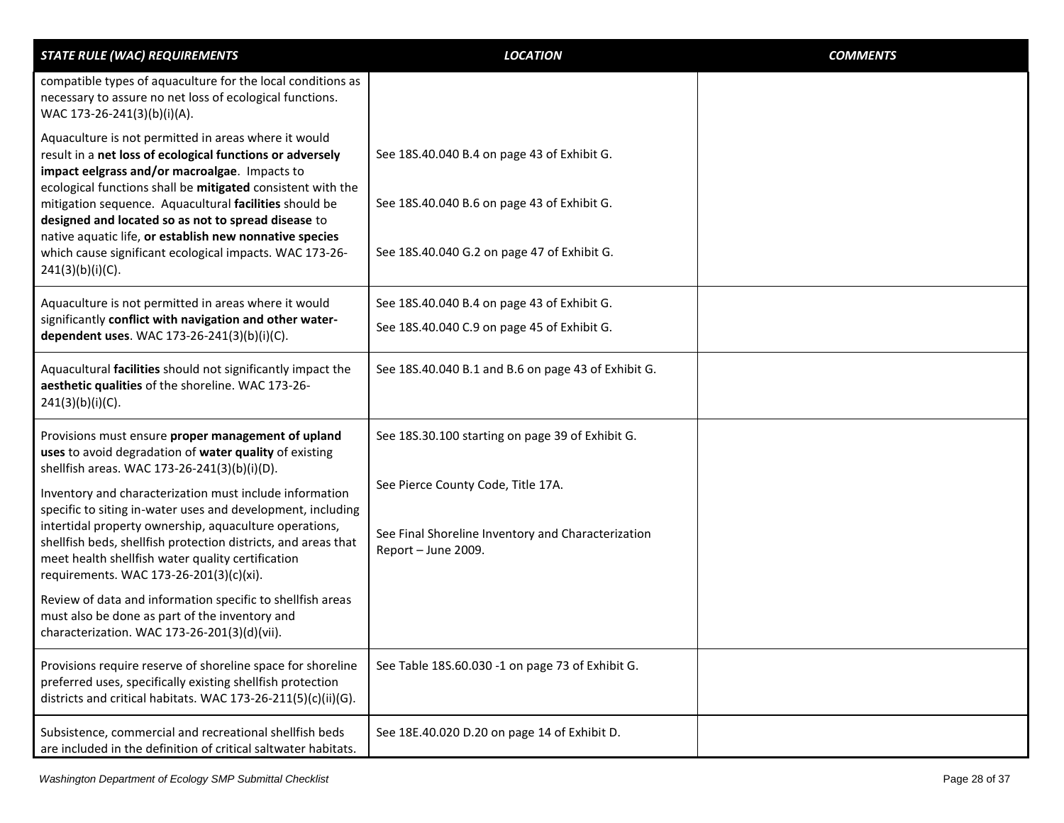| *STATE RULE (WAC) REQUIREMENTS* | *LOCATION* | *COMMENTS* |
|---|---|---|
| compatible types of aquaculture for the local conditions as necessary to assure no net loss of ecological functions. WAC 173-26-241(3)(b)(i)(A).<br><br>Aquaculture is not permitted in areas where it would result in a **net loss of ecological functions or adversely impact eelgrass and/or macroalgae**. Impacts to ecological functions shall be **mitigated** consistent with the mitigation sequence. Aquacultural **facilities** should be **designed and located so as not to spread disease** to native aquatic life, **or establish new nonnative species** which cause significant ecological impacts. WAC 173-26-241(3)(b)(i)(C). | See 18S.40.040 B.4 on page 43 of Exhibit G.<br><br>See 18S.40.040 B.6 on page 43 of Exhibit G.<br><br>See 18S.40.040 G.2 on page 47 of Exhibit G. | |
| Aquaculture is not permitted in areas where it would significantly **conflict with navigation and other water-dependent uses**. WAC 173-26-241(3)(b)(i)(C). | See 18S.40.040 B.4 on page 43 of Exhibit G.<br><br>See 18S.40.040 C.9 on page 45 of Exhibit G. | |
| Aquacultural **facilities** should not significantly impact the **aesthetic qualities** of the shoreline. WAC 173-26-241(3)(b)(i)(C). | See 18S.40.040 B.1 and B.6 on page 43 of Exhibit G. | |
| Provisions must ensure **proper management of upland uses** to avoid degradation of **water quality** of existing shellfish areas. WAC 173-26-241(3)(b)(i)(D).<br><br>Inventory and characterization must include information specific to siting in-water uses and development, including intertidal property ownership, aquaculture operations, shellfish beds, shellfish protection districts, and areas that meet health shellfish water quality certification requirements. WAC 173-26-201(3)(c)(xi).<br><br>Review of data and information specific to shellfish areas must also be done as part of the inventory and characterization. WAC 173-26-201(3)(d)(vii). | See 18S.30.100 starting on page 39 of Exhibit G.<br><br>See Pierce County Code, Title 17A.<br><br>See Final Shoreline Inventory and Characterization Report – June 2009. | |
| Provisions require reserve of shoreline space for shoreline preferred uses, specifically existing shellfish protection districts and critical habitats. WAC 173-26-211(5)(c)(ii)(G). | See Table 18S.60.030 -1 on page 73 of Exhibit G. | |
| Subsistence, commercial and recreational shellfish beds are included in the definition of critical saltwater habitats. | See 18E.40.020 D.20 on page 14 of Exhibit D. | |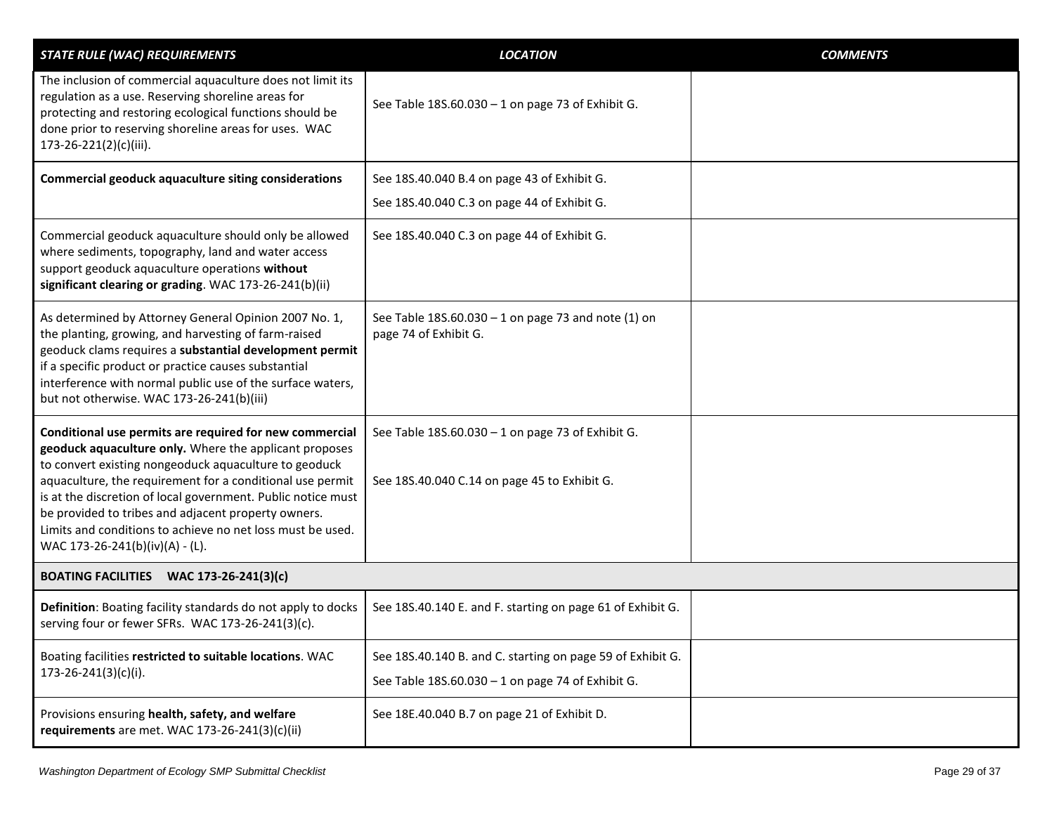| *STATE RULE (WAC) REQUIREMENTS* | *LOCATION* | *COMMENTS* |
|---|---|---|
| The inclusion of commercial aquaculture does not limit its regulation as a use. Reserving shoreline areas for protecting and restoring ecological functions should be done prior to reserving shoreline areas for uses. WAC 173-26-221(2)(c)(iii). | See Table 18S.60.030 – 1 on page 73 of Exhibit G. | |
| **Commercial geoduck aquaculture siting considerations** | See 18S.40.040 B.4 on page 43 of Exhibit G.<br>See 18S.40.040 C.3 on page 44 of Exhibit G. | |
| Commercial geoduck aquaculture should only be allowed where sediments, topography, land and water access support geoduck aquaculture operations **without significant clearing or grading**. WAC 173-26-241(b)(ii) | See 18S.40.040 C.3 on page 44 of Exhibit G. | |
| As determined by Attorney General Opinion 2007 No. 1, the planting, growing, and harvesting of farm-raised geoduck clams requires a **substantial development permit** if a specific product or practice causes substantial interference with normal public use of the surface waters, but not otherwise. WAC 173-26-241(b)(iii) | See Table 18S.60.030 – 1 on page 73 and note (1) on page 74 of Exhibit G. | |
| **Conditional use permits are required for new commercial geoduck aquaculture only.** Where the applicant proposes to convert existing nongeoduck aquaculture to geoduck aquaculture, the requirement for a conditional use permit is at the discretion of local government. Public notice must be provided to tribes and adjacent property owners. Limits and conditions to achieve no net loss must be used. WAC 173-26-241(b)(iv)(A) - (L). | See Table 18S.60.030 – 1 on page 73 of Exhibit G.<br><br>See 18S.40.040 C.14 on page 45 to Exhibit G. | |
| **BOATING FACILITIES WAC 173-26-241(3)(c)** | | |
| **Definition**: Boating facility standards do not apply to docks serving four or fewer SFRs. WAC 173-26-241(3)(c). | See 18S.40.140 E. and F. starting on page 61 of Exhibit G. | |
| Boating facilities **restricted to suitable locations**. WAC 173-26-241(3)(c)(i). | See 18S.40.140 B. and C. starting on page 59 of Exhibit G.<br>See Table 18S.60.030 – 1 on page 74 of Exhibit G. | |
| Provisions ensuring **health, safety, and welfare requirements** are met. WAC 173-26-241(3)(c)(ii) | See 18E.40.040 B.7 on page 21 of Exhibit D. | |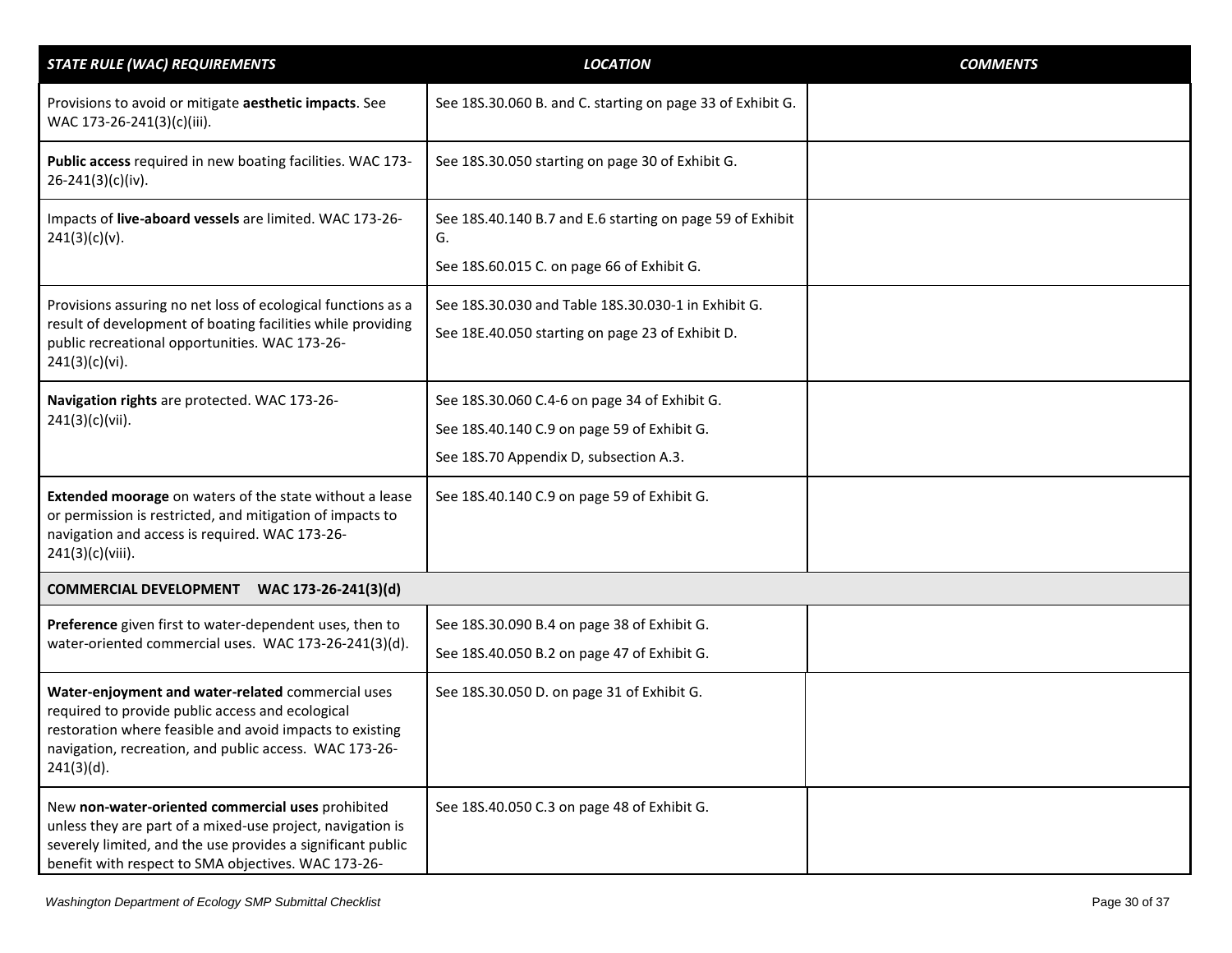| *STATE RULE (WAC) REQUIREMENTS* | *LOCATION* | *COMMENTS* |
|---|---|---|
| Provisions to avoid or mitigate **aesthetic impacts**. See WAC 173-26-241(3)(c)(iii). | See 18S.30.060 B. and C. starting on page 33 of Exhibit G. | |
| **Public access** required in new boating facilities. WAC 173-26-241(3)(c)(iv). | See 18S.30.050 starting on page 30 of Exhibit G. | |
| Impacts of **live-aboard vessels** are limited. WAC 173-26-241(3)(c)(v). | See 18S.40.140 B.7 and E.6 starting on page 59 of Exhibit G.<br>See 18S.60.015 C. on page 66 of Exhibit G. | |
| Provisions assuring no net loss of ecological functions as a result of development of boating facilities while providing public recreational opportunities. WAC 173-26-241(3)(c)(vi). | See 18S.30.030 and Table 18S.30.030-1 in Exhibit G.<br>See 18E.40.050 starting on page 23 of Exhibit D. | |
| **Navigation rights** are protected. WAC 173-26-241(3)(c)(vii). | See 18S.30.060 C.4-6 on page 34 of Exhibit G.<br>See 18S.40.140 C.9 on page 59 of Exhibit G.<br>See 18S.70 Appendix D, subsection A.3. | |
| **Extended moorage** on waters of the state without a lease or permission is restricted, and mitigation of impacts to navigation and access is required. WAC 173-26-241(3)(c)(viii). | See 18S.40.140 C.9 on page 59 of Exhibit G. | |
| **COMMERCIAL DEVELOPMENT WAC 173-26-241(3)(d)** | | |
| **Preference** given first to water-dependent uses, then to water-oriented commercial uses. WAC 173-26-241(3)(d). | See 18S.30.090 B.4 on page 38 of Exhibit G.<br>See 18S.40.050 B.2 on page 47 of Exhibit G. | |
| **Water-enjoyment and water-related** commercial uses required to provide public access and ecological restoration where feasible and avoid impacts to existing navigation, recreation, and public access. WAC 173-26-241(3)(d). | See 18S.30.050 D. on page 31 of Exhibit G. | |
| New **non-water-oriented commercial uses** prohibited unless they are part of a mixed-use project, navigation is severely limited, and the use provides a significant public benefit with respect to SMA objectives. WAC 173-26- | See 18S.40.050 C.3 on page 48 of Exhibit G. | |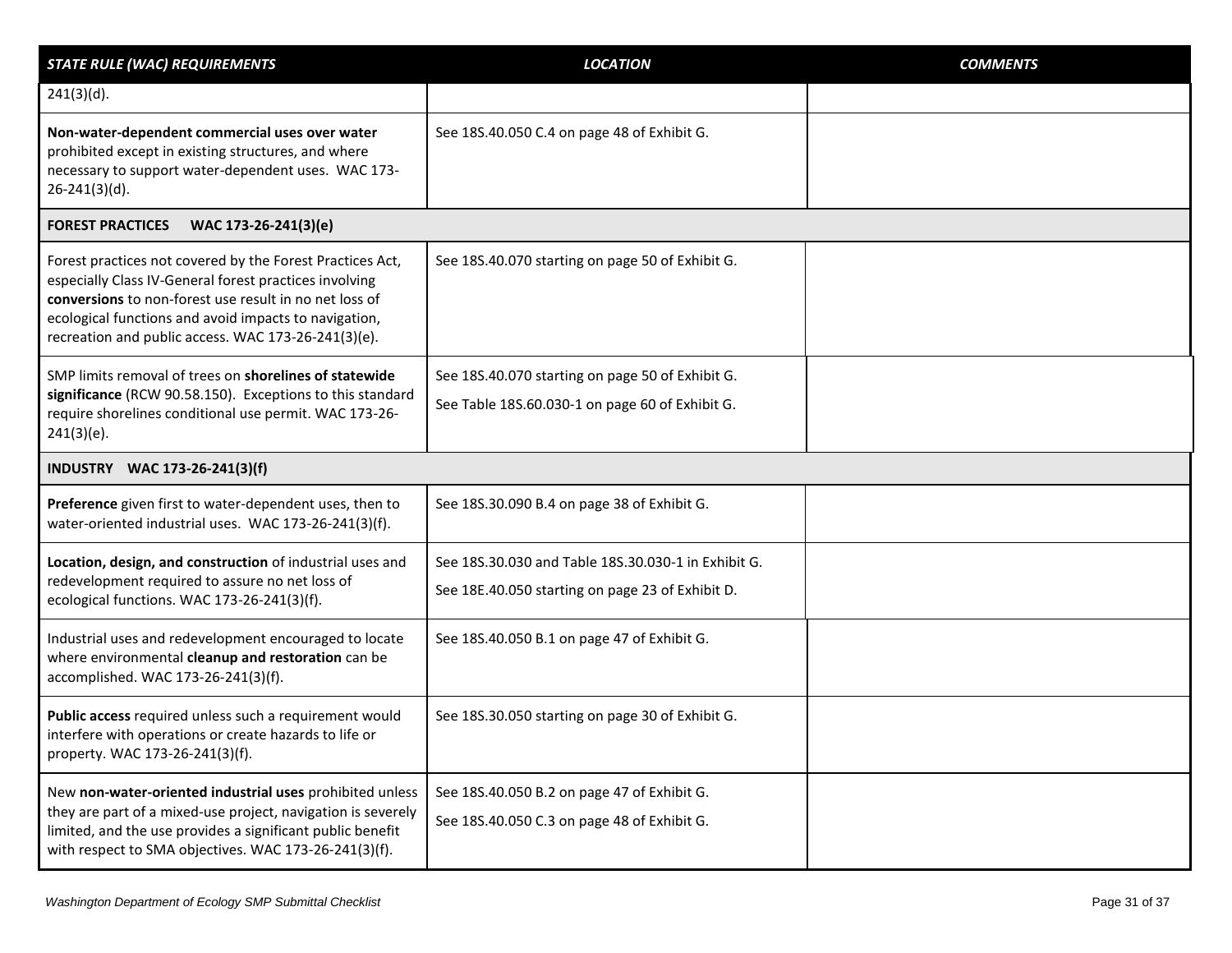| *STATE RULE (WAC) REQUIREMENTS* | *LOCATION* | *COMMENTS* |
| --- | --- | --- |
| 241(3)(d). | | |
| **Non-water-dependent commercial uses over water** prohibited except in existing structures, and where necessary to support water-dependent uses. WAC 173-26-241(3)(d). | See 18S.40.050 C.4 on page 48 of Exhibit G. | |
| **FOREST PRACTICES WAC 173-26-241(3)(e)** | | |
| Forest practices not covered by the Forest Practices Act, especially Class IV-General forest practices involving **conversions** to non-forest use result in no net loss of ecological functions and avoid impacts to navigation, recreation and public access. WAC 173-26-241(3)(e). | See 18S.40.070 starting on page 50 of Exhibit G. | |
| SMP limits removal of trees on **shorelines of statewide significance** (RCW 90.58.150). Exceptions to this standard require shorelines conditional use permit. WAC 173-26-241(3)(e). | See 18S.40.070 starting on page 50 of Exhibit G.<br>See Table 18S.60.030-1 on page 60 of Exhibit G. | |
| **INDUSTRY WAC 173-26-241(3)(f)** | | |
| **Preference** given first to water-dependent uses, then to water-oriented industrial uses. WAC 173-26-241(3)(f). | See 18S.30.090 B.4 on page 38 of Exhibit G. | |
| **Location, design, and construction** of industrial uses and redevelopment required to assure no net loss of ecological functions. WAC 173-26-241(3)(f). | See 18S.30.030 and Table 18S.30.030-1 in Exhibit G.<br>See 18E.40.050 starting on page 23 of Exhibit D. | |
| Industrial uses and redevelopment encouraged to locate where environmental **cleanup and restoration** can be accomplished. WAC 173-26-241(3)(f). | See 18S.40.050 B.1 on page 47 of Exhibit G. | |
| **Public access** required unless such a requirement would interfere with operations or create hazards to life or property. WAC 173-26-241(3)(f). | See 18S.30.050 starting on page 30 of Exhibit G. | |
| New **non-water-oriented industrial uses** prohibited unless they are part of a mixed-use project, navigation is severely limited, and the use provides a significant public benefit with respect to SMA objectives. WAC 173-26-241(3)(f). | See 18S.40.050 B.2 on page 47 of Exhibit G.<br>See 18S.40.050 C.3 on page 48 of Exhibit G. | |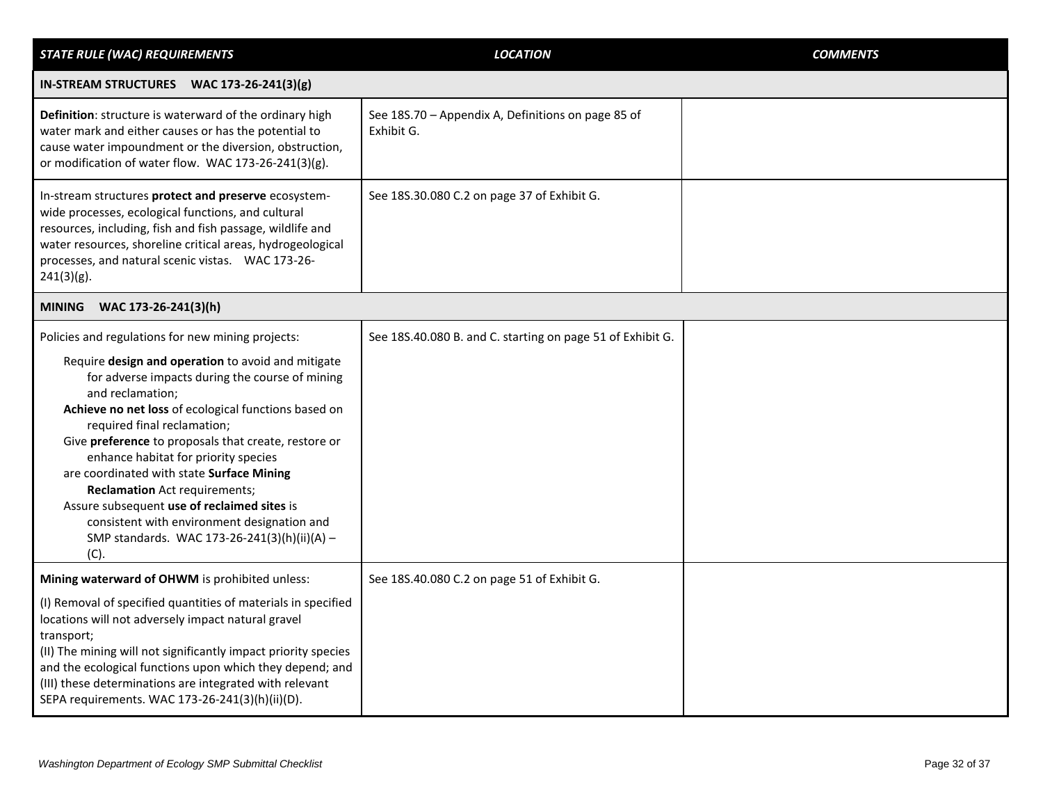| *STATE RULE (WAC) REQUIREMENTS* | *LOCATION* | *COMMENTS* |
|---|---|---|
| **IN-STREAM STRUCTURES WAC 173-26-241(3)(g)** | | |
| **Definition**: structure is waterward of the ordinary high water mark and either causes or has the potential to cause water impoundment or the diversion, obstruction, or modification of water flow. WAC 173-26-241(3)(g). | See 18S.70 – Appendix A, Definitions on page 85 of Exhibit G. | |
| In-stream structures **protect and preserve** ecosystem-wide processes, ecological functions, and cultural resources, including, fish and fish passage, wildlife and water resources, shoreline critical areas, hydrogeological processes, and natural scenic vistas. WAC 173-26-241(3)(g). | See 18S.30.080 C.2 on page 37 of Exhibit G. | |
| **MINING WAC 173-26-241(3)(h)** | | |
| Policies and regulations for new mining projects:<br>Require **design and operation** to avoid and mitigate for adverse impacts during the course of mining and reclamation;<br>**Achieve no net loss** of ecological functions based on required final reclamation;<br>Give **preference** to proposals that create, restore or enhance habitat for priority species<br>are coordinated with state **Surface Mining Reclamation** Act requirements;<br>Assure subsequent **use of reclaimed sites** is consistent with environment designation and SMP standards. WAC 173-26-241(3)(h)(ii)(A) – (C). | See 18S.40.080 B. and C. starting on page 51 of Exhibit G. | |
| **Mining waterward of OHWM** is prohibited unless:<br>(I) Removal of specified quantities of materials in specified locations will not adversely impact natural gravel transport;<br>(II) The mining will not significantly impact priority species and the ecological functions upon which they depend; and (III) these determinations are integrated with relevant SEPA requirements. WAC 173-26-241(3)(h)(ii)(D). | See 18S.40.080 C.2 on page 51 of Exhibit G. | |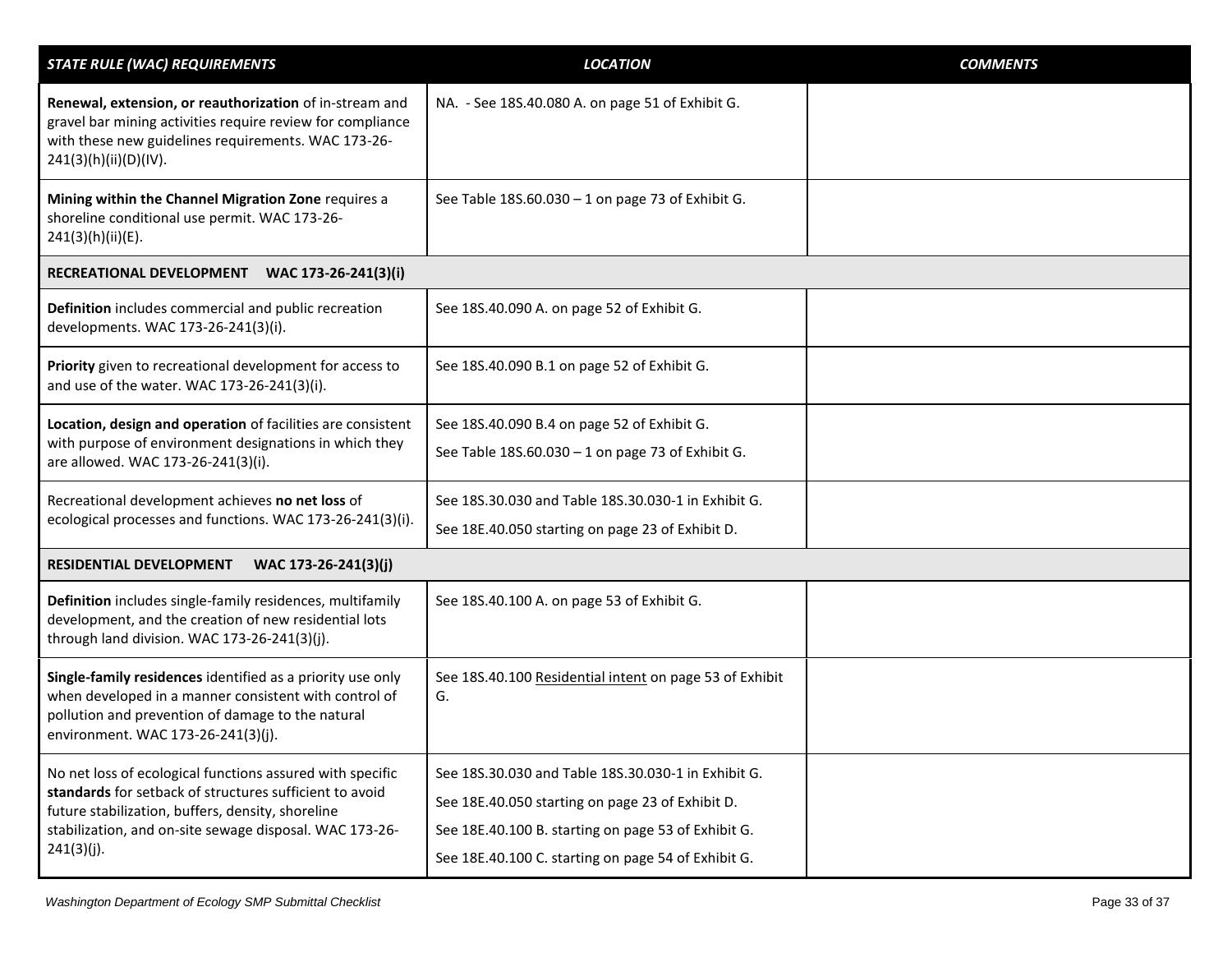| *STATE RULE (WAC) REQUIREMENTS* | *LOCATION* | *COMMENTS* |
|---|---|---|
| **Renewal, extension, or reauthorization** of in-stream and gravel bar mining activities require review for compliance with these new guidelines requirements. WAC 173-26-241(3)(h)(ii)(D)(IV). | NA. - See 18S.40.080 A. on page 51 of Exhibit G. | |
| **Mining within the Channel Migration Zone** requires a shoreline conditional use permit. WAC 173-26-241(3)(h)(ii)(E). | See Table 18S.60.030 – 1 on page 73 of Exhibit G. | |
| **RECREATIONAL DEVELOPMENT WAC 173-26-241(3)(i)** | | |
| **Definition** includes commercial and public recreation developments. WAC 173-26-241(3)(i). | See 18S.40.090 A. on page 52 of Exhibit G. | |
| **Priority** given to recreational development for access to and use of the water. WAC 173-26-241(3)(i). | See 18S.40.090 B.1 on page 52 of Exhibit G. | |
| **Location, design and operation** of facilities are consistent with purpose of environment designations in which they are allowed. WAC 173-26-241(3)(i). | See 18S.40.090 B.4 on page 52 of Exhibit G.<br>See Table 18S.60.030 – 1 on page 73 of Exhibit G. | |
| Recreational development achieves **no net loss** of ecological processes and functions. WAC 173-26-241(3)(i). | See 18S.30.030 and Table 18S.30.030-1 in Exhibit G.<br>See 18E.40.050 starting on page 23 of Exhibit D. | |
| **RESIDENTIAL DEVELOPMENT WAC 173-26-241(3)(j)** | | |
| **Definition** includes single-family residences, multifamily development, and the creation of new residential lots through land division. WAC 173-26-241(3)(j). | See 18S.40.100 A. on page 53 of Exhibit G. | |
| **Single-family residences** identified as a priority use only when developed in a manner consistent with control of pollution and prevention of damage to the natural environment. WAC 173-26-241(3)(j). | See 18S.40.100 Residential intent on page 53 of Exhibit G. | |
| No net loss of ecological functions assured with specific **standards** for setback of structures sufficient to avoid future stabilization, buffers, density, shoreline stabilization, and on-site sewage disposal. WAC 173-26-241(3)(j). | See 18S.30.030 and Table 18S.30.030-1 in Exhibit G.<br>See 18E.40.050 starting on page 23 of Exhibit D.<br>See 18E.40.100 B. starting on page 53 of Exhibit G.<br>See 18E.40.100 C. starting on page 54 of Exhibit G. | |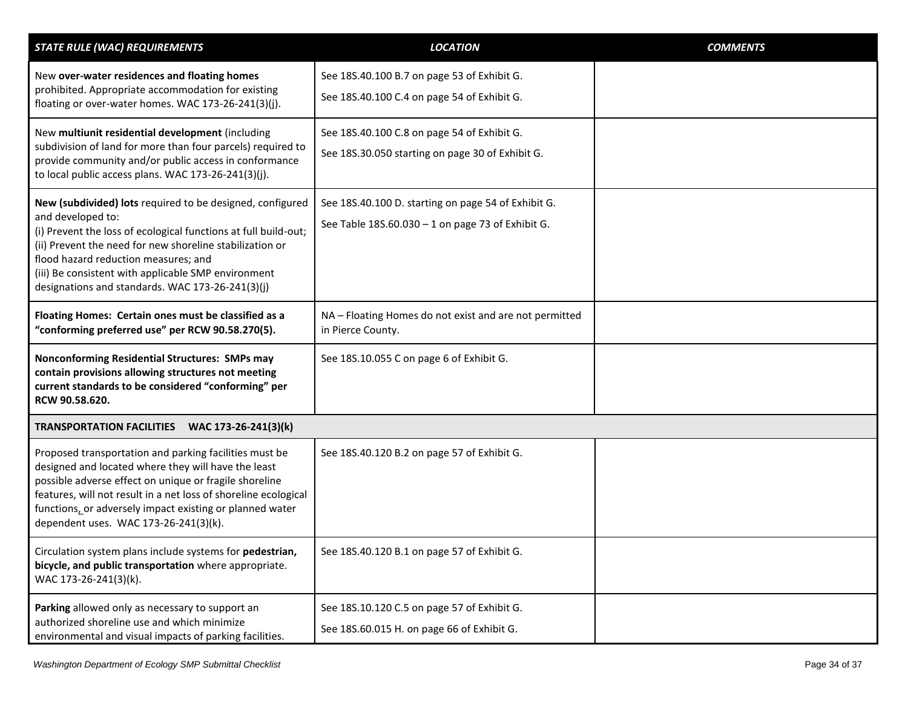| *STATE RULE (WAC) REQUIREMENTS* | *LOCATION* | *COMMENTS* |
|---|---|---|
| New **over-water residences and floating homes** prohibited. Appropriate accommodation for existing floating or over-water homes. WAC 173-26-241(3)(j). | See 18S.40.100 B.7 on page 53 of Exhibit G.<br>See 18S.40.100 C.4 on page 54 of Exhibit G. | |
| New **multiunit residential development** (including subdivision of land for more than four parcels) required to provide community and/or public access in conformance to local public access plans. WAC 173-26-241(3)(j). | See 18S.40.100 C.8 on page 54 of Exhibit G.<br>See 18S.30.050 starting on page 30 of Exhibit G. | |
| **New (subdivided) lots** required to be designed, configured and developed to:<br>(i) Prevent the loss of ecological functions at full build-out;<br>(ii) Prevent the need for new shoreline stabilization or flood hazard reduction measures; and<br>(iii) Be consistent with applicable SMP environment designations and standards. WAC 173-26-241(3)(j) | See 18S.40.100 D. starting on page 54 of Exhibit G.<br>See Table 18S.60.030 – 1 on page 73 of Exhibit G. | |
| **Floating Homes: Certain ones must be classified as a "conforming preferred use" per RCW 90.58.270(5).** | NA – Floating Homes do not exist and are not permitted in Pierce County. | |
| **Nonconforming Residential Structures: SMPs may contain provisions allowing structures not meeting current standards to be considered "conforming" per RCW 90.58.620.** | See 18S.10.055 C on page 6 of Exhibit G. | |
| **TRANSPORTATION FACILITIES WAC 173-26-241(3)(k)** | | |
| Proposed transportation and parking facilities must be designed and located where they will have the least possible adverse effect on unique or fragile shoreline features, will not result in a net loss of shoreline ecological functions, or adversely impact existing or planned water dependent uses. WAC 173-26-241(3)(k). | See 18S.40.120 B.2 on page 57 of Exhibit G. | |
| Circulation system plans include systems for **pedestrian, bicycle, and public transportation** where appropriate. WAC 173-26-241(3)(k). | See 18S.40.120 B.1 on page 57 of Exhibit G. | |
| **Parking** allowed only as necessary to support an authorized shoreline use and which minimize environmental and visual impacts of parking facilities. | See 18S.10.120 C.5 on page 57 of Exhibit G.<br>See 18S.60.015 H. on page 66 of Exhibit G. | |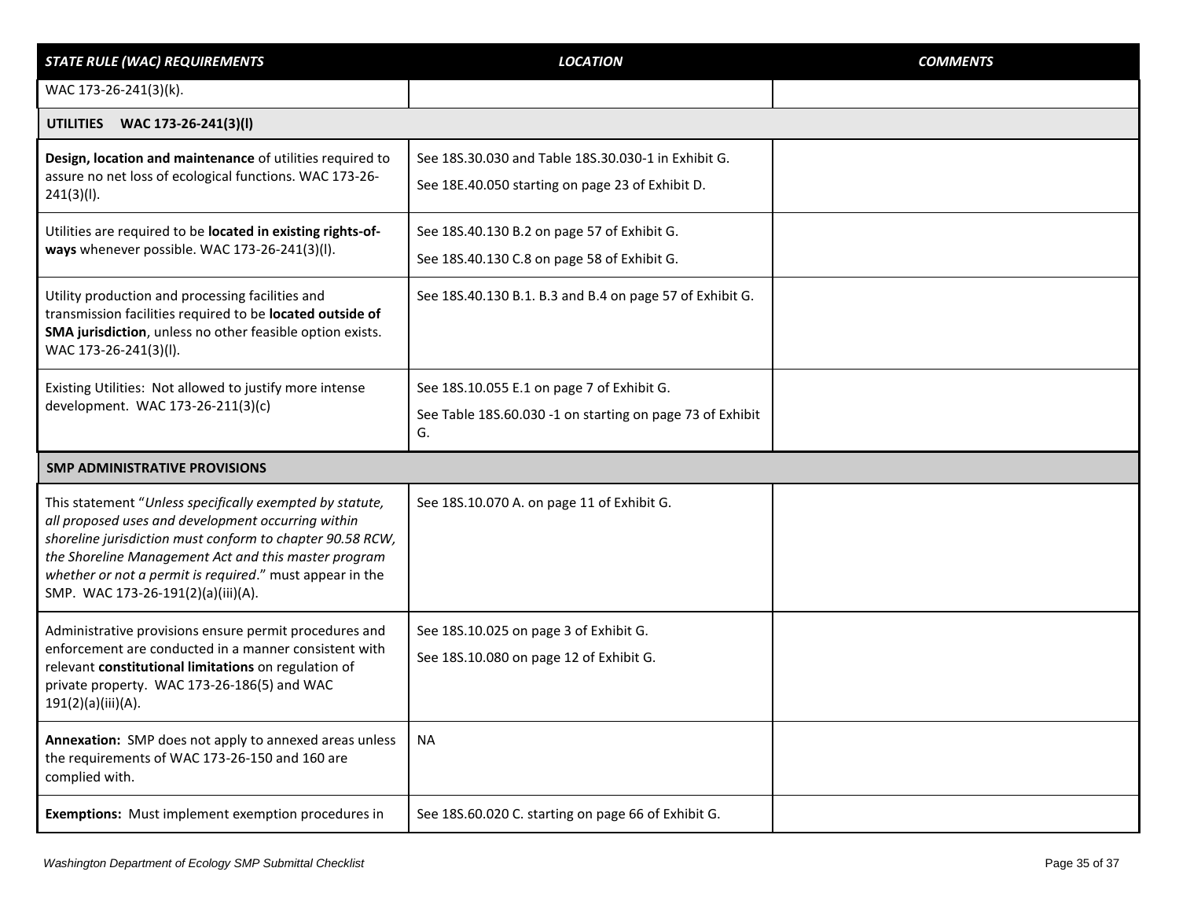| *STATE RULE (WAC) REQUIREMENTS* | *LOCATION* | *COMMENTS* |
|---|---|---|
| WAC 173-26-241(3)(k). | | |
| **UTILITIES WAC 173-26-241(3)(l)** | | |
| **Design, location and maintenance** of utilities required to assure no net loss of ecological functions. WAC 173-26-241(3)(l). | See 18S.30.030 and Table 18S.30.030-1 in Exhibit G.<br>See 18E.40.050 starting on page 23 of Exhibit D. | |
| Utilities are required to be **located in existing rights-of-ways** whenever possible. WAC 173-26-241(3)(l). | See 18S.40.130 B.2 on page 57 of Exhibit G.<br>See 18S.40.130 C.8 on page 58 of Exhibit G. | |
| Utility production and processing facilities and transmission facilities required to be **located outside of SMA jurisdiction**, unless no other feasible option exists. WAC 173-26-241(3)(l). | See 18S.40.130 B.1. B.3 and B.4 on page 57 of Exhibit G. | |
| Existing Utilities: Not allowed to justify more intense development. WAC 173-26-211(3)(c) | See 18S.10.055 E.1 on page 7 of Exhibit G.<br>See Table 18S.60.030 -1 on starting on page 73 of Exhibit G. | |
| **SMP ADMINISTRATIVE PROVISIONS** | | |
| This statement "*Unless specifically exempted by statute, all proposed uses and development occurring within shoreline jurisdiction must conform to chapter 90.58 RCW, the Shoreline Management Act and this master program whether or not a permit is required*." must appear in the SMP. WAC 173-26-191(2)(a)(iii)(A). | See 18S.10.070 A. on page 11 of Exhibit G. | |
| Administrative provisions ensure permit procedures and enforcement are conducted in a manner consistent with relevant **constitutional limitations** on regulation of private property. WAC 173-26-186(5) and WAC 191(2)(a)(iii)(A). | See 18S.10.025 on page 3 of Exhibit G.<br>See 18S.10.080 on page 12 of Exhibit G. | |
| **Annexation:** SMP does not apply to annexed areas unless the requirements of WAC 173-26-150 and 160 are complied with. | NA | |
| **Exemptions:** Must implement exemption procedures in | See 18S.60.020 C. starting on page 66 of Exhibit G. | |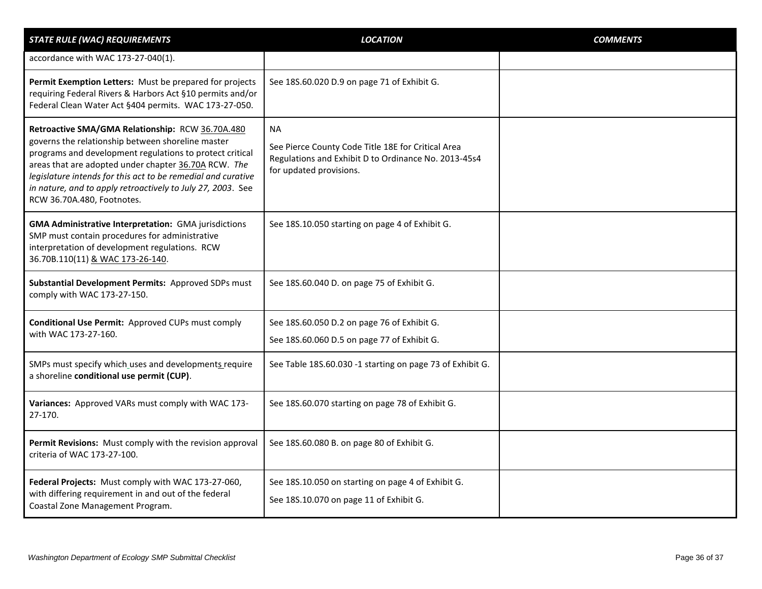| *STATE RULE (WAC) REQUIREMENTS* | *LOCATION* | *COMMENTS* |
|---|---|---|
| accordance with WAC 173-27-040(1). | | |
| **Permit Exemption Letters:** Must be prepared for projects requiring Federal Rivers & Harbors Act §10 permits and/or Federal Clean Water Act §404 permits. WAC 173-27-050. | See 18S.60.020 D.9 on page 71 of Exhibit G. | |
| **Retroactive SMA/GMA Relationship:** RCW 36.70A.480 governs the relationship between shoreline master programs and development regulations to protect critical areas that are adopted under chapter 36.70A RCW. *The legislature intends for this act to be remedial and curative in nature, and to apply retroactively to July 27, 2003*. See RCW 36.70A.480, Footnotes. | NA<br><br>See Pierce County Code Title 18E for Critical Area Regulations and Exhibit D to Ordinance No. 2013-45s4 for updated provisions. | |
| **GMA Administrative Interpretation:** GMA jurisdictions SMP must contain procedures for administrative interpretation of development regulations. RCW 36.70B.110(11) & WAC 173-26-140. | See 18S.10.050 starting on page 4 of Exhibit G. | |
| **Substantial Development Permits:** Approved SDPs must comply with WAC 173-27-150. | See 18S.60.040 D. on page 75 of Exhibit G. | |
| **Conditional Use Permit:** Approved CUPs must comply with WAC 173-27-160. | See 18S.60.050 D.2 on page 76 of Exhibit G.<br><br>See 18S.60.060 D.5 on page 77 of Exhibit G. | |
| SMPs must specify which uses and developments require a shoreline **conditional use permit (CUP)**. | See Table 18S.60.030 -1 starting on page 73 of Exhibit G. | |
| **Variances:** Approved VARs must comply with WAC 173-27-170. | See 18S.60.070 starting on page 78 of Exhibit G. | |
| **Permit Revisions:** Must comply with the revision approval criteria of WAC 173-27-100. | See 18S.60.080 B. on page 80 of Exhibit G. | |
| **Federal Projects:** Must comply with WAC 173-27-060, with differing requirement in and out of the federal Coastal Zone Management Program. | See 18S.10.050 on starting on page 4 of Exhibit G.<br><br>See 18S.10.070 on page 11 of Exhibit G. | |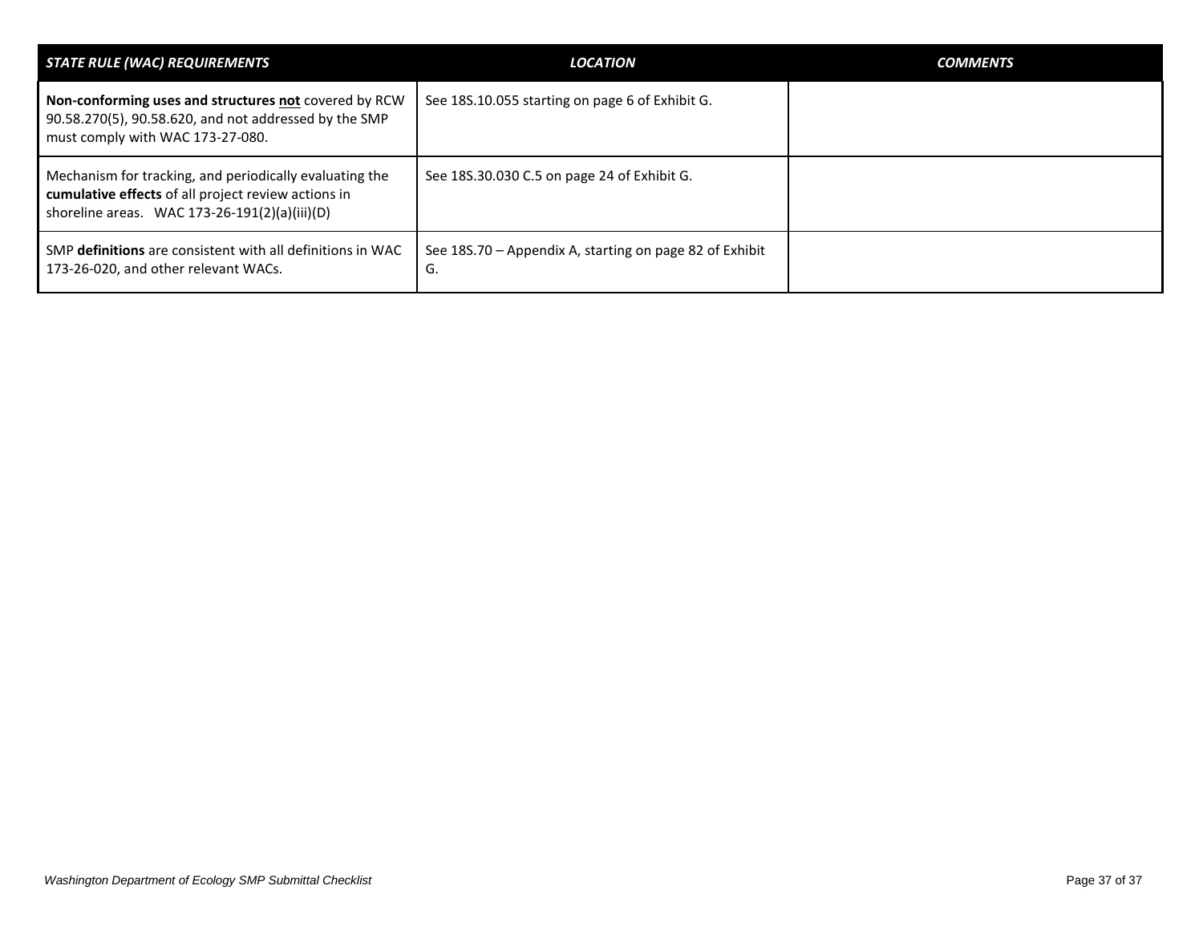| *STATE RULE (WAC) REQUIREMENTS* | *LOCATION* | *COMMENTS* |
| --- | --- | --- |
| **Non-conforming uses and structures not** covered by RCW 90.58.270(5), 90.58.620, and not addressed by the SMP must comply with WAC 173-27-080. | See 18S.10.055 starting on page 6 of Exhibit G. | |
| Mechanism for tracking, and periodically evaluating the **cumulative effects** of all project review actions in shoreline areas. WAC 173-26-191(2)(a)(iii)(D) | See 18S.30.030 C.5 on page 24 of Exhibit G. | |
| SMP **definitions** are consistent with all definitions in WAC 173-26-020, and other relevant WACs. | See 18S.70 – Appendix A, starting on page 82 of Exhibit G. | |